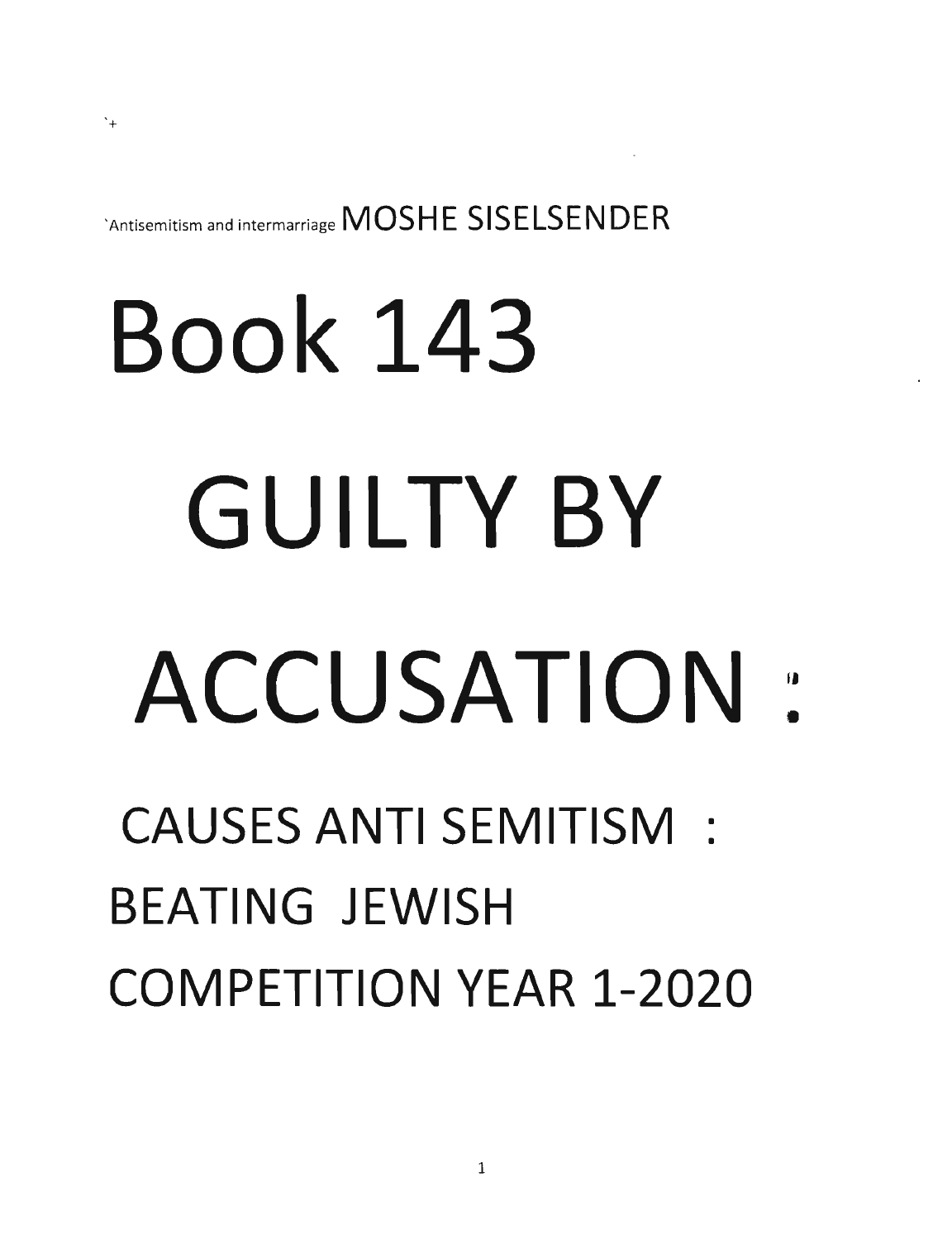`+

`Antisemitism and intermarriage MOSHE SISELSENDER

# Book 143

# GUILTY BY ACCUSATION :

## CAUSES ANTI SEMITISM : BEATING JEWISH COMPETITION YEAR 1-2020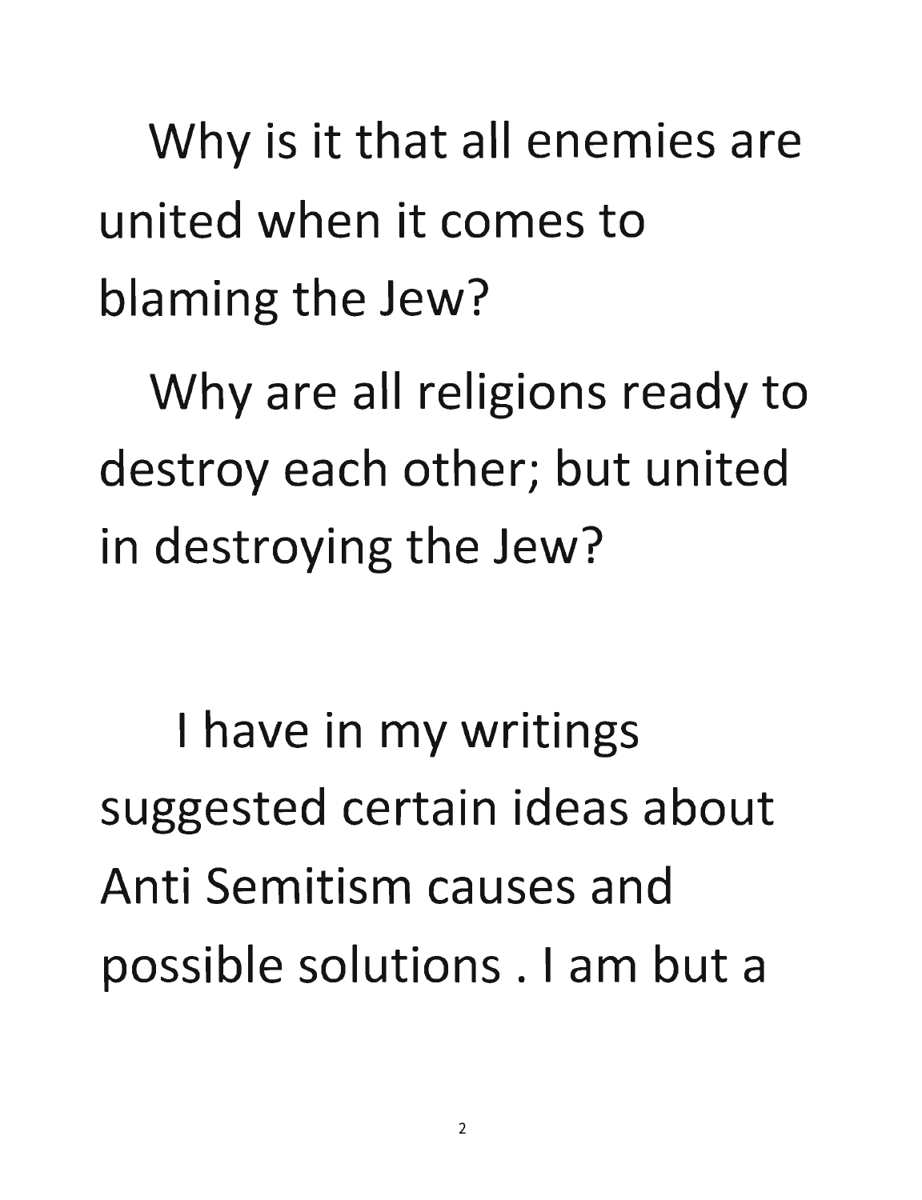Why is it that all enemies are united when it comes to blaming the Jew?

Why are all religions ready to destroy each other; but united in destroying the Jew?

I have in my writings suggested certain ideas about Anti Semitism causes and possible solutions . I am but a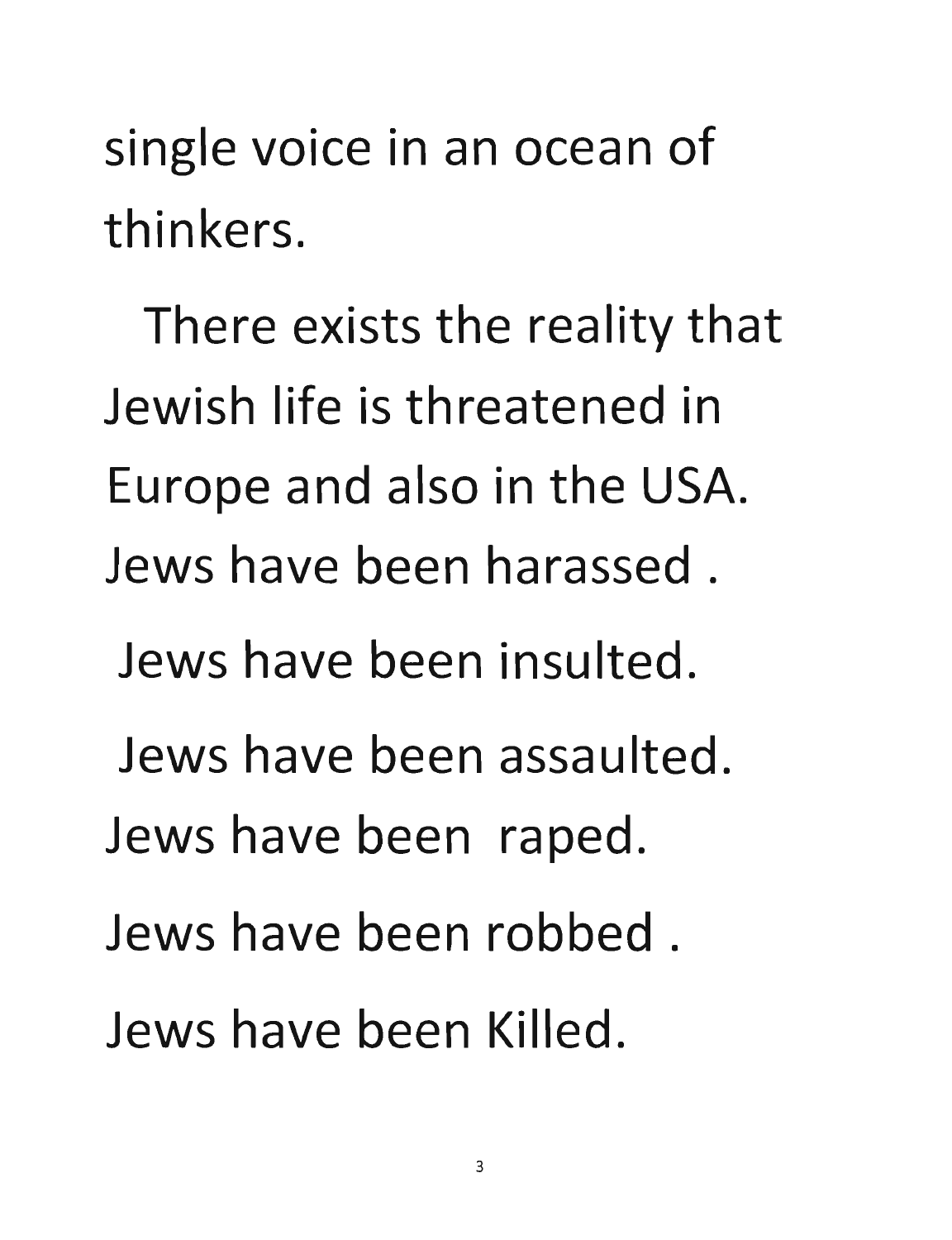single voice in an ocean of thinkers.

There exists the reality that Jewish life is threatened in Europe and also in the USA. Jews have been harassed .

Jews have been insulted.

Jews have been assaulted.

Jews have been raped.

Jews have been robbed .

Jews have been Killed.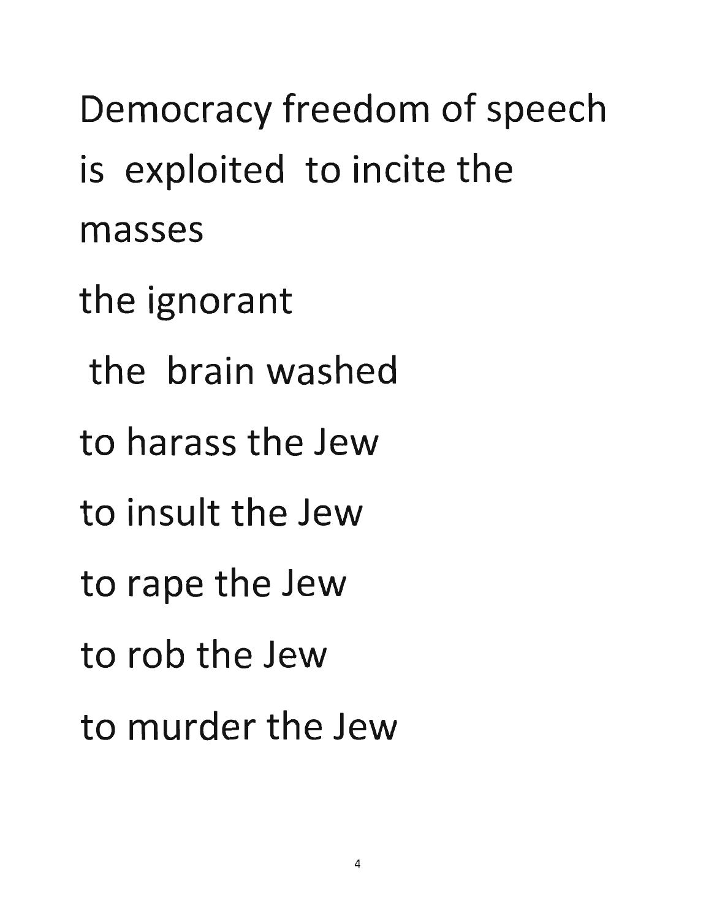Democracy freedom of speech
is exploited to incite the
masses

the ignorant

the brain washed

to harass the Jew

to insult the Jew

to rape the Jew

to rob the Jew

to murder the Jew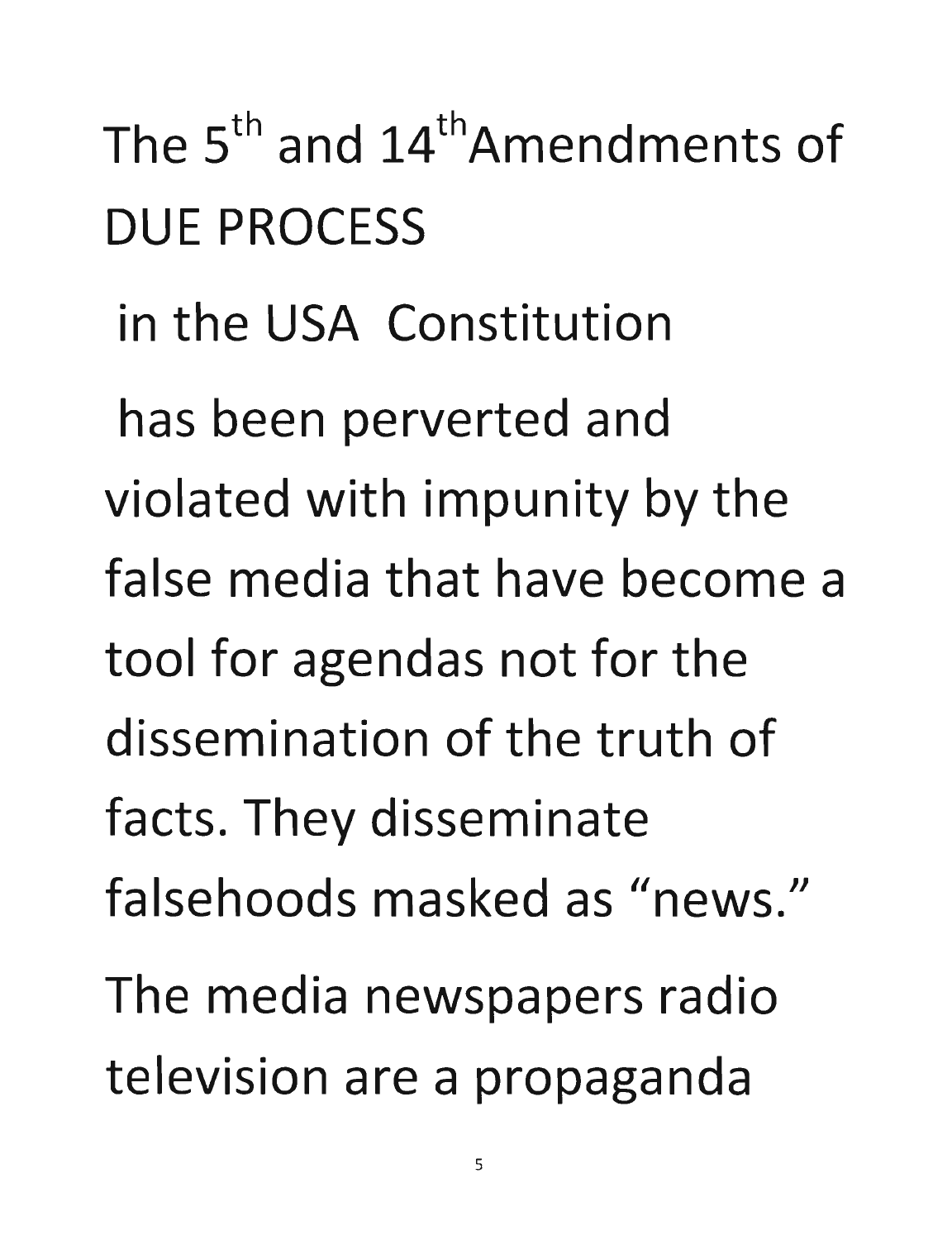The 5th and 14th Amendments of DUE PROCESS

in the USA Constitution

has been perverted and violated with impunity by the false media that have become a tool for agendas not for the dissemination of the truth of facts. They disseminate falsehoods masked as "news." The media newspapers radio television are a propaganda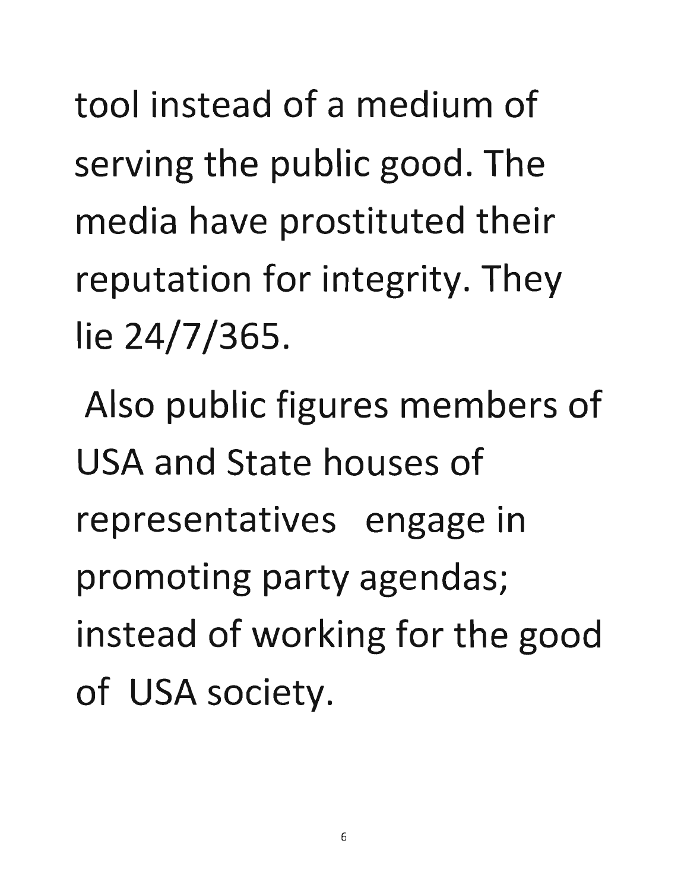tool instead of a medium of serving the public good. The media have prostituted their reputation for integrity. They lie 24/7/365.

Also public figures members of USA and State houses of representatives engage in promoting party agendas; instead of working for the good of USA society.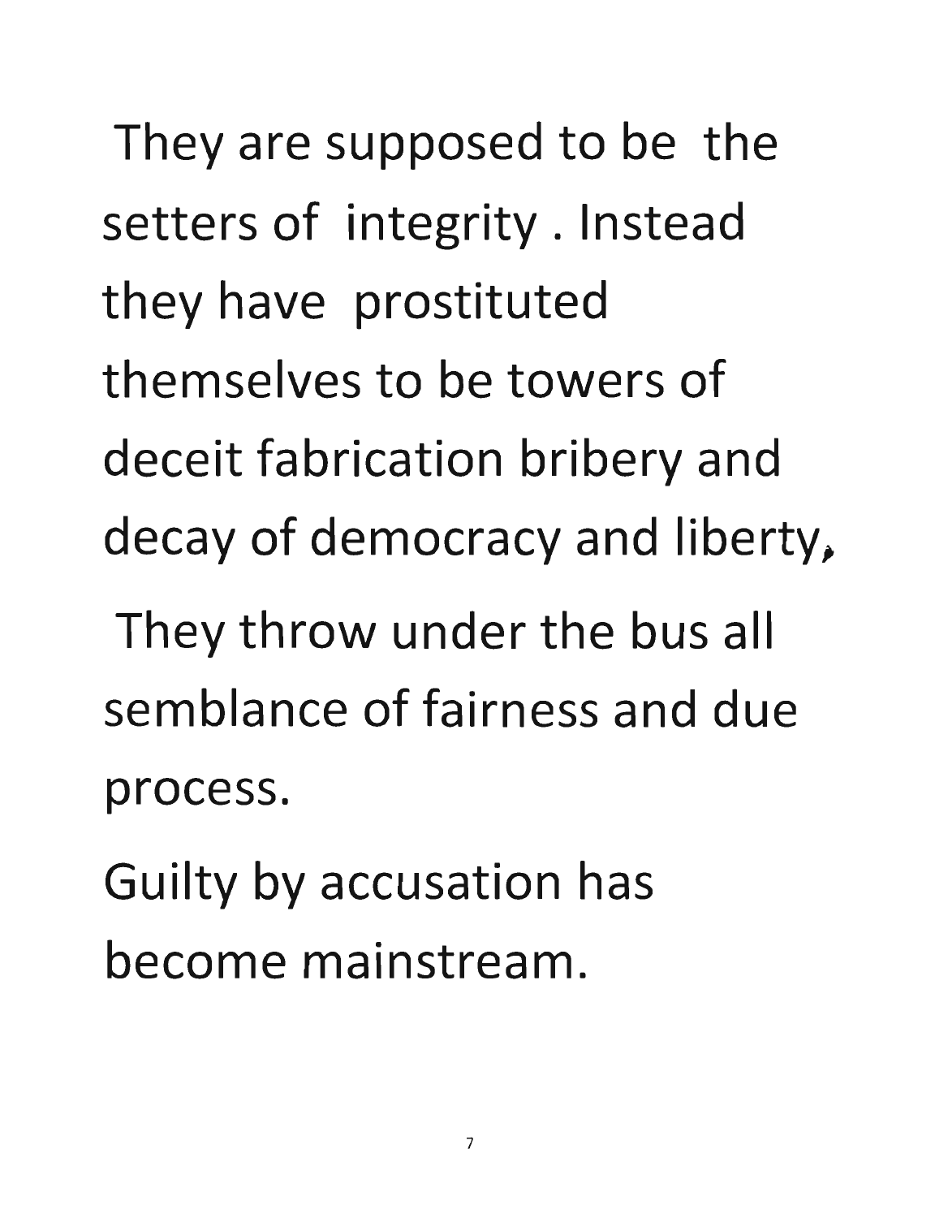They are supposed to be the setters of integrity . Instead they have prostituted themselves to be towers of deceit fabrication bribery and decay of democracy and liberty,

They throw under the bus all semblance of fairness and due process.

Guilty by accusation has become mainstream.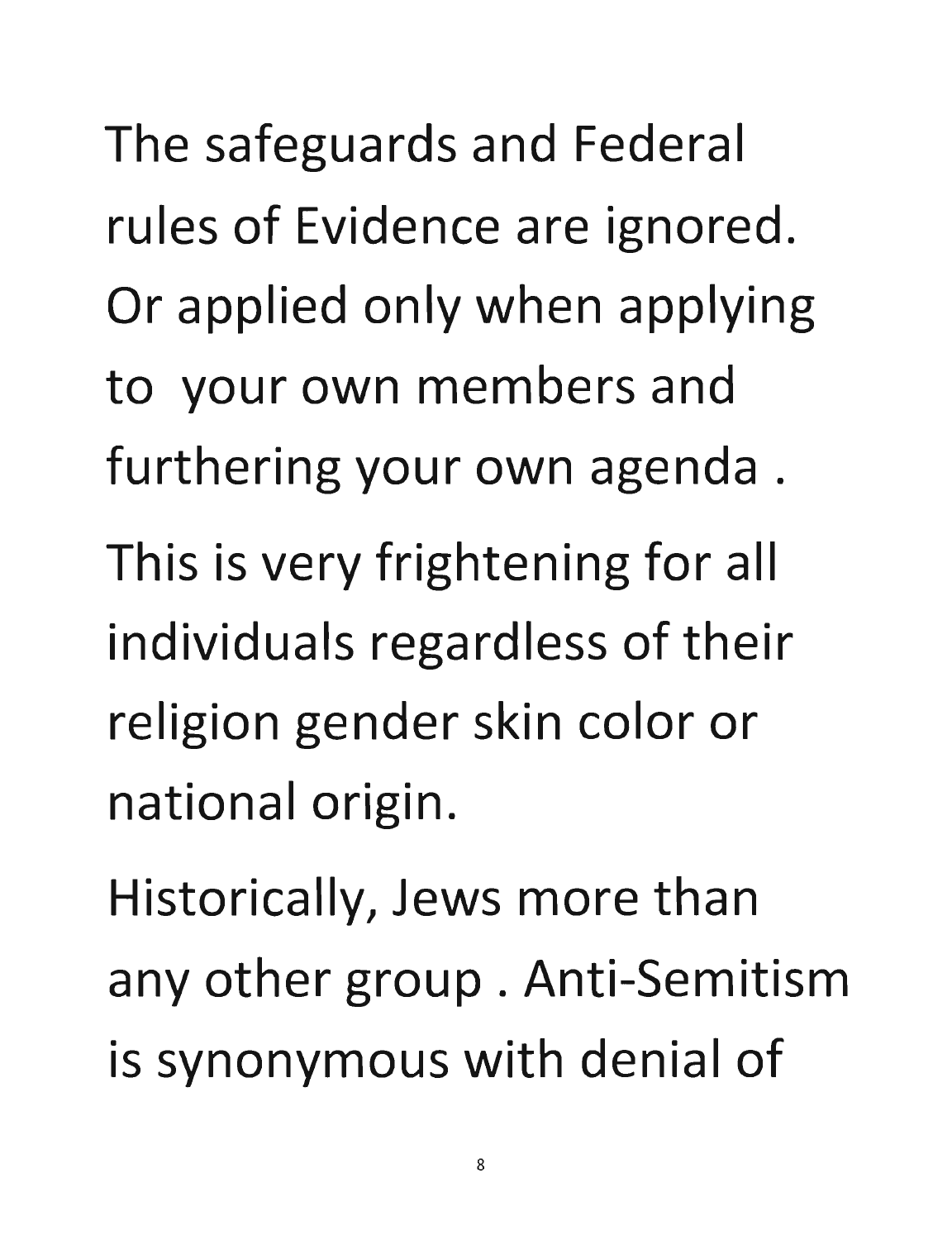The safeguards and Federal rules of Evidence are ignored. Or applied only when applying to your own members and furthering your own agenda .

This is very frightening for all individuals regardless of their religion gender skin color or national origin.

Historically, Jews more than any other group . Anti-Semitism is synonymous with denial of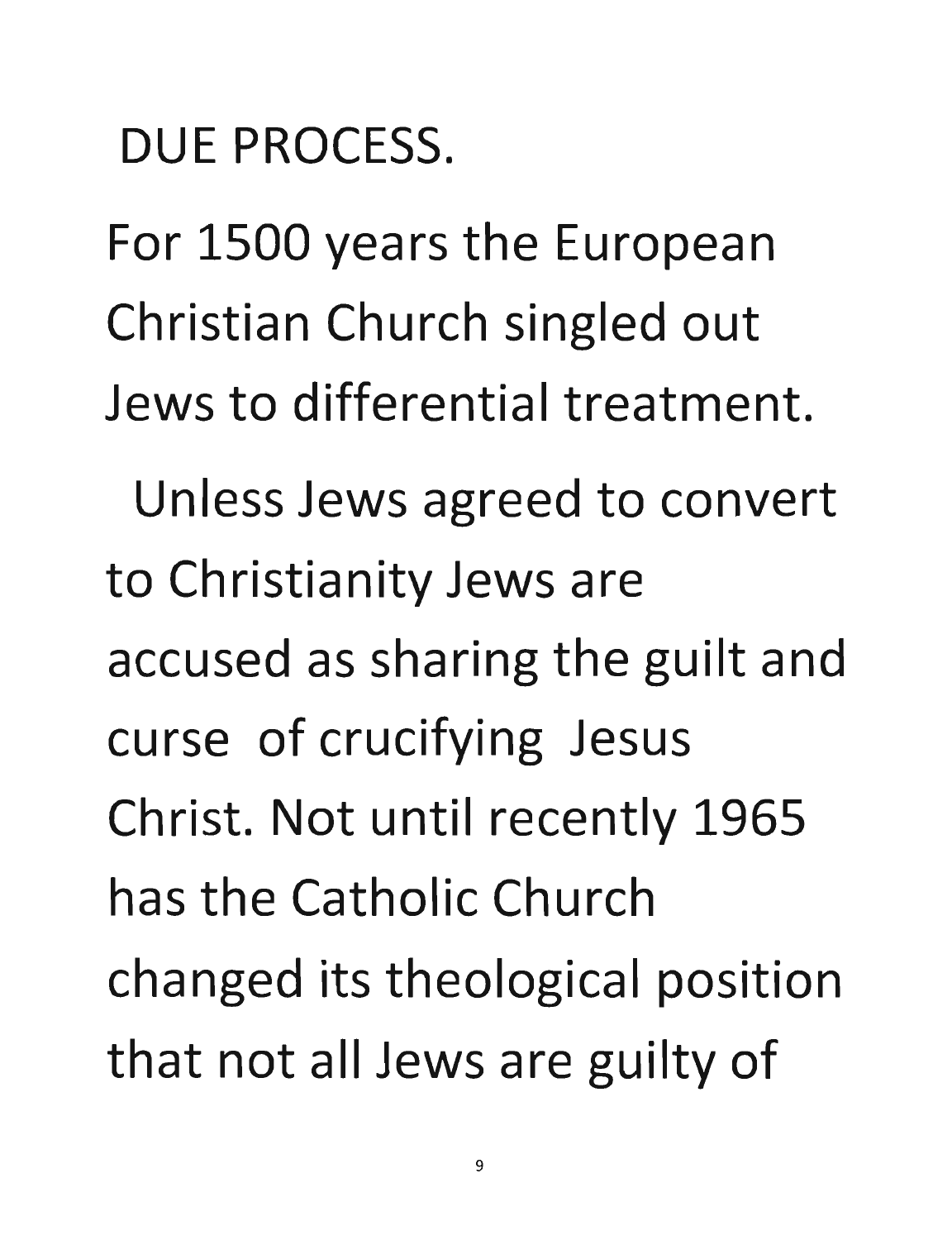DUE PROCESS.

For 1500 years the European Christian Church singled out Jews to differential treatment.

Unless Jews agreed to convert to Christianity Jews are accused as sharing the guilt and curse of crucifying Jesus Christ. Not until recently 1965 has the Catholic Church changed its theological position that not all Jews are guilty of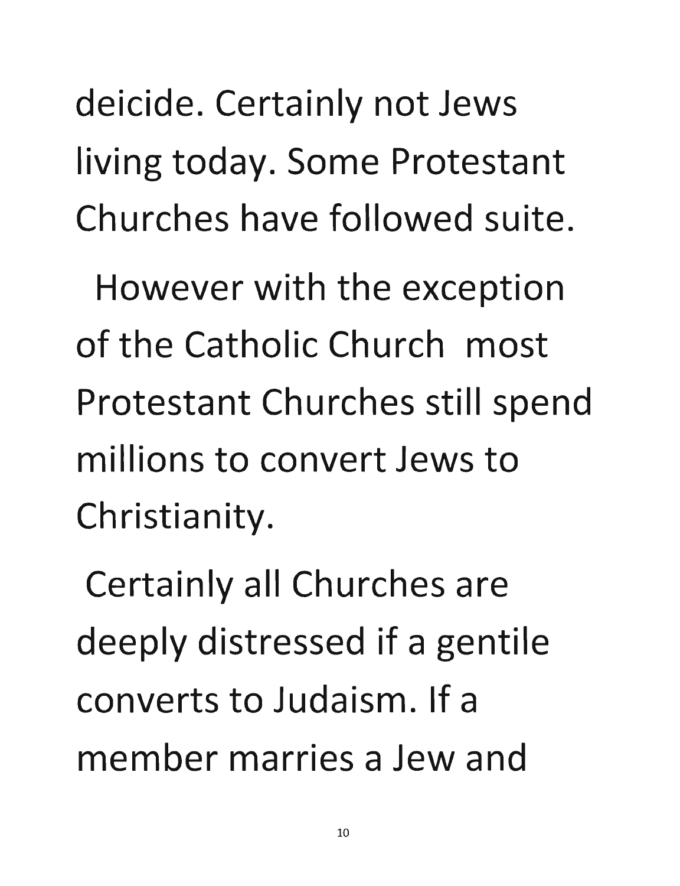deicide. Certainly not Jews living today. Some Protestant Churches have followed suite.

However with the exception of the Catholic Church most Protestant Churches still spend millions to convert Jews to Christianity.

Certainly all Churches are deeply distressed if a gentile converts to Judaism. If a member marries a Jew and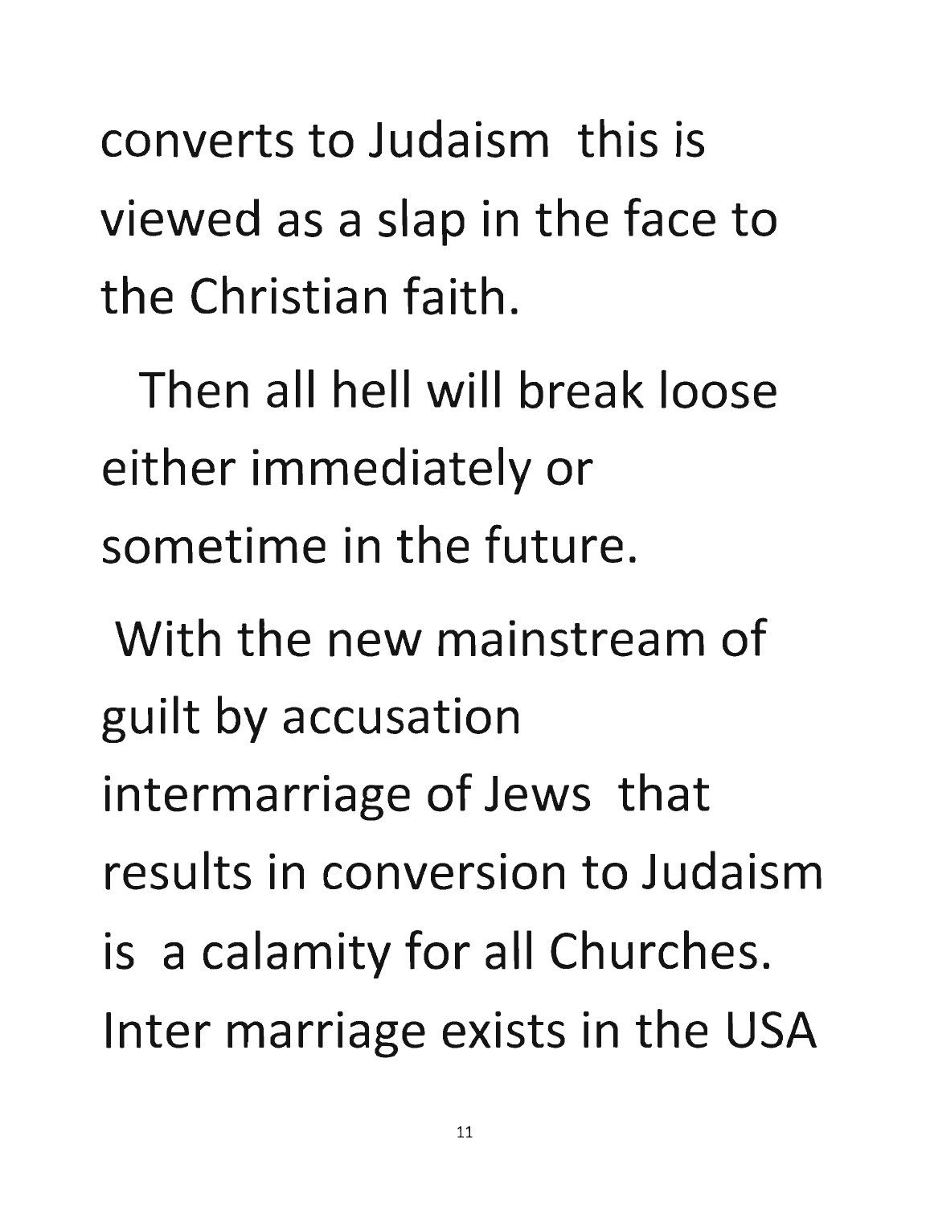converts to Judaism this is viewed as a slap in the face to the Christian faith.

Then all hell will break loose either immediately or sometime in the future.

With the new mainstream of guilt by accusation intermarriage of Jews that results in conversion to Judaism is a calamity for all Churches. Inter marriage exists in the USA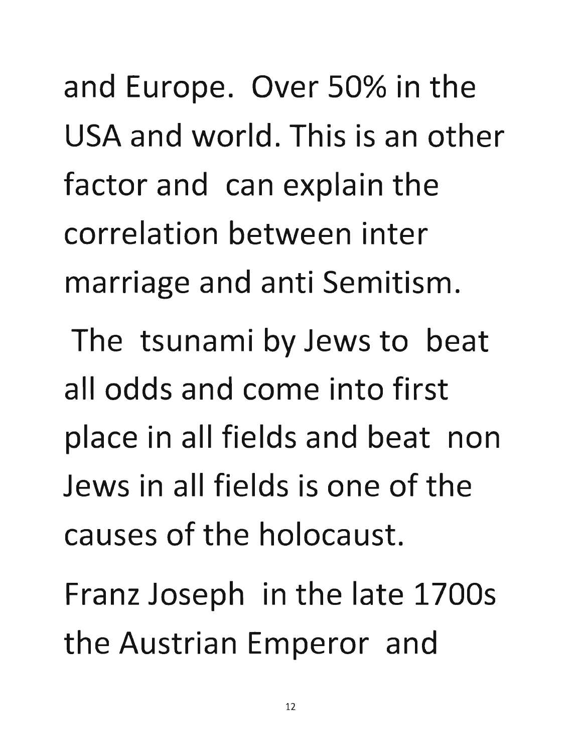and Europe. Over 50% in the USA and world. This is an other factor and can explain the correlation between inter marriage and anti Semitism.

The tsunami by Jews to beat all odds and come into first place in all fields and beat non Jews in all fields is one of the causes of the holocaust.

Franz Joseph in the late 1700s the Austrian Emperor and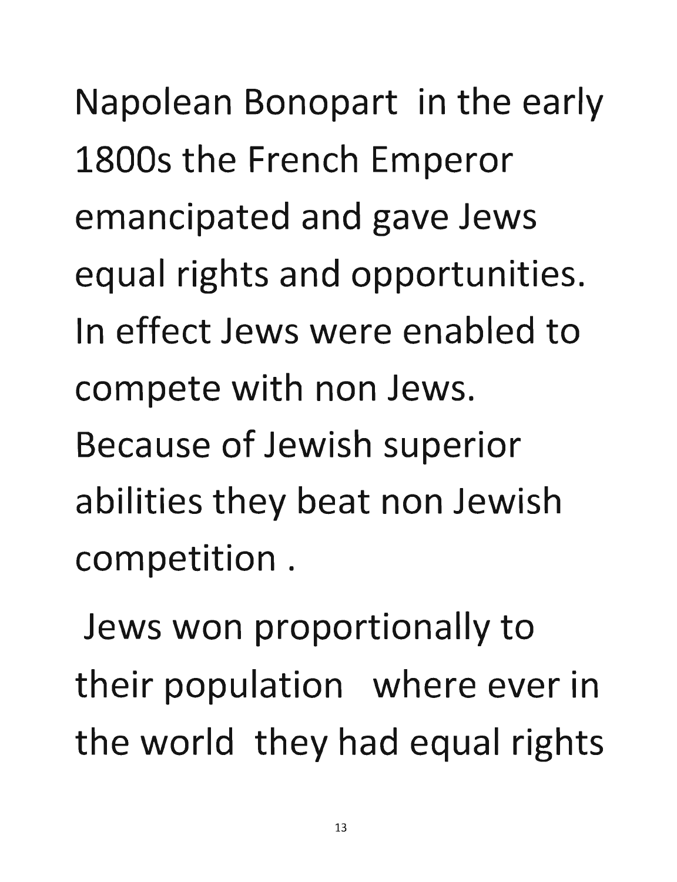Napolean Bonopart in the early 1800s the French Emperor emancipated and gave Jews equal rights and opportunities. In effect Jews were enabled to compete with non Jews. Because of Jewish superior abilities they beat non Jewish competition .

Jews won proportionally to their population where ever in the world they had equal rights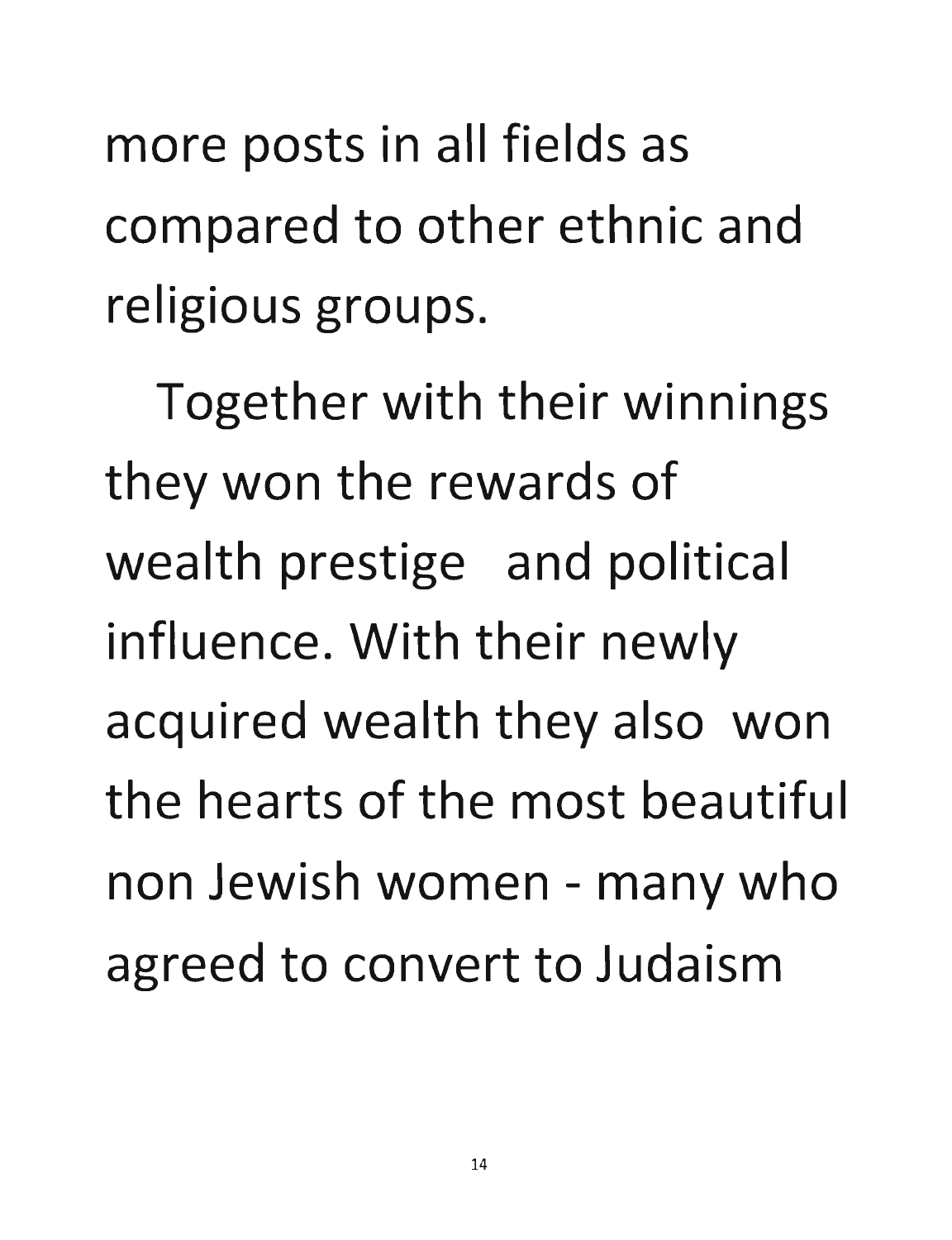more posts in all fields as compared to other ethnic and religious groups.

Together with their winnings they won the rewards of wealth prestige and political influence. With their newly acquired wealth they also won the hearts of the most beautiful non Jewish women - many who agreed to convert to Judaism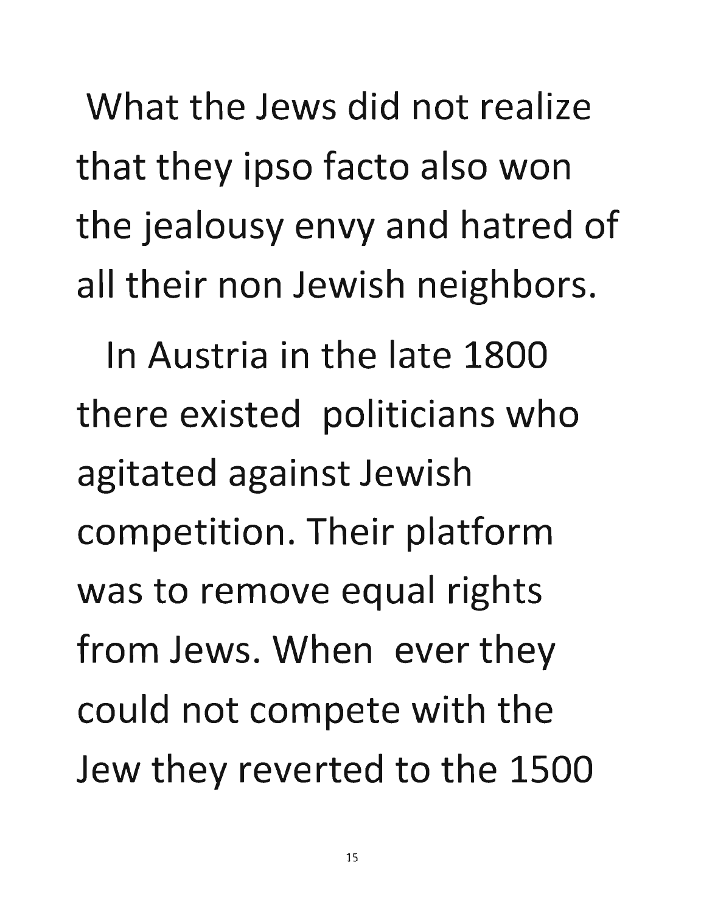What the Jews did not realize that they ipso facto also won the jealousy envy and hatred of all their non Jewish neighbors.

In Austria in the late 1800 there existed politicians who agitated against Jewish competition. Their platform was to remove equal rights from Jews. When ever they could not compete with the Jew they reverted to the 1500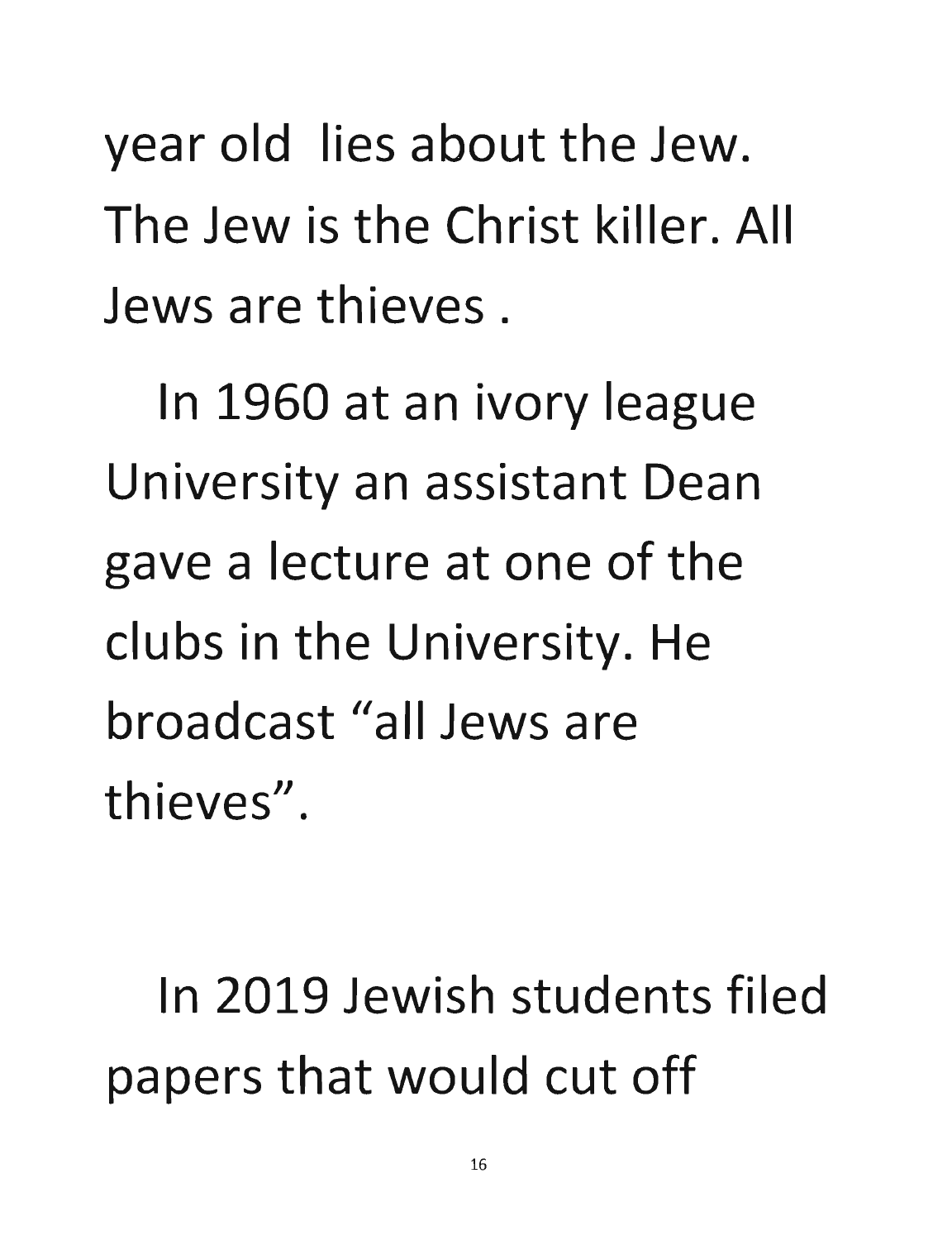year old lies about the Jew. The Jew is the Christ killer. All Jews are thieves .

In 1960 at an ivory league University an assistant Dean gave a lecture at one of the clubs in the University. He broadcast "all Jews are thieves".

In 2019 Jewish students filed papers that would cut off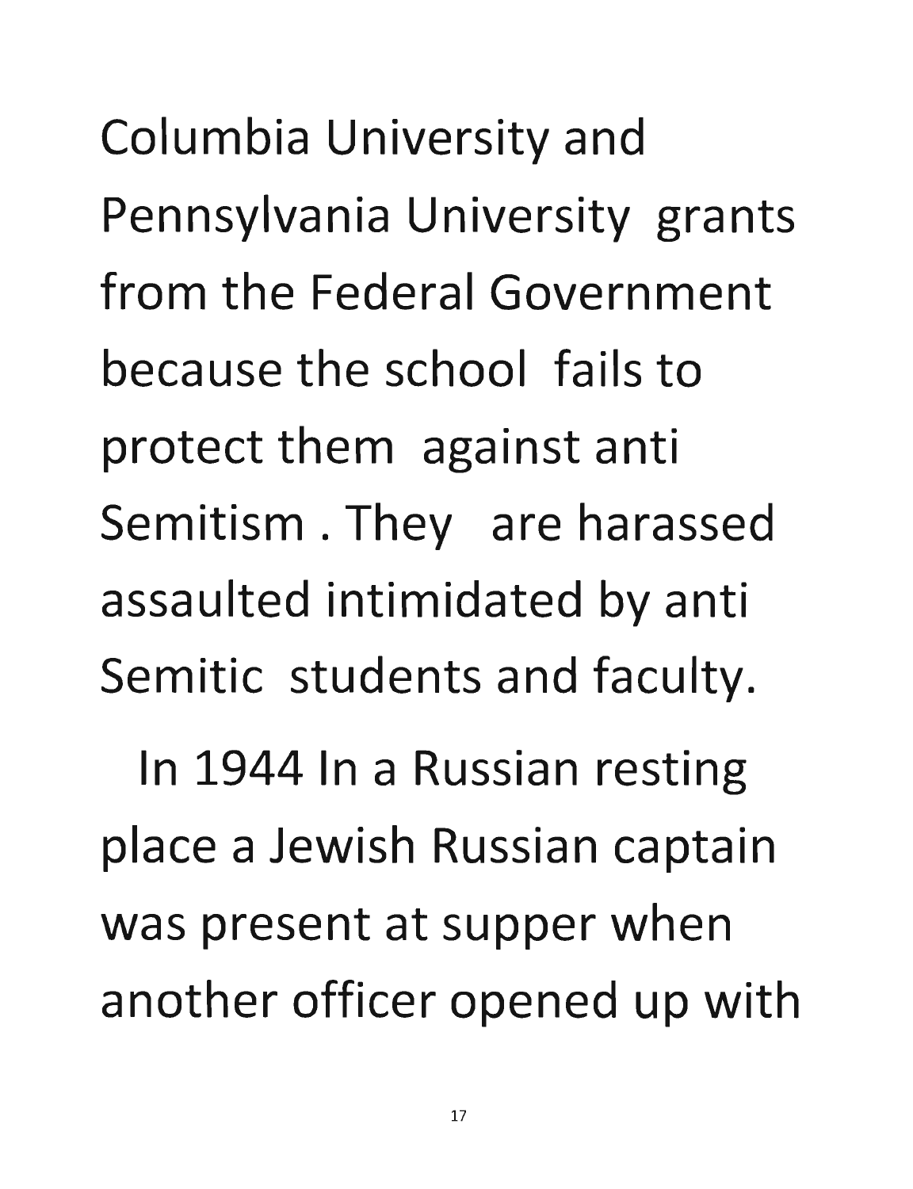Columbia University and Pennsylvania University grants from the Federal Government because the school fails to protect them against anti Semitism . They are harassed assaulted intimidated by anti Semitic students and faculty.

In 1944 In a Russian resting place a Jewish Russian captain was present at supper when another officer opened up with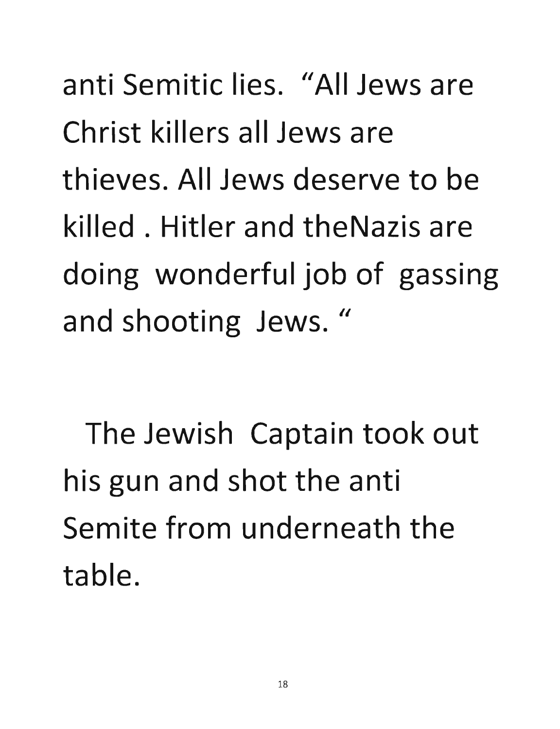anti Semitic lies. “All Jews are Christ killers all Jews are thieves. All Jews deserve to be killed . Hitler and theNazis are doing wonderful job of gassing and shooting Jews. “

The Jewish Captain took out his gun and shot the anti Semite from underneath the table.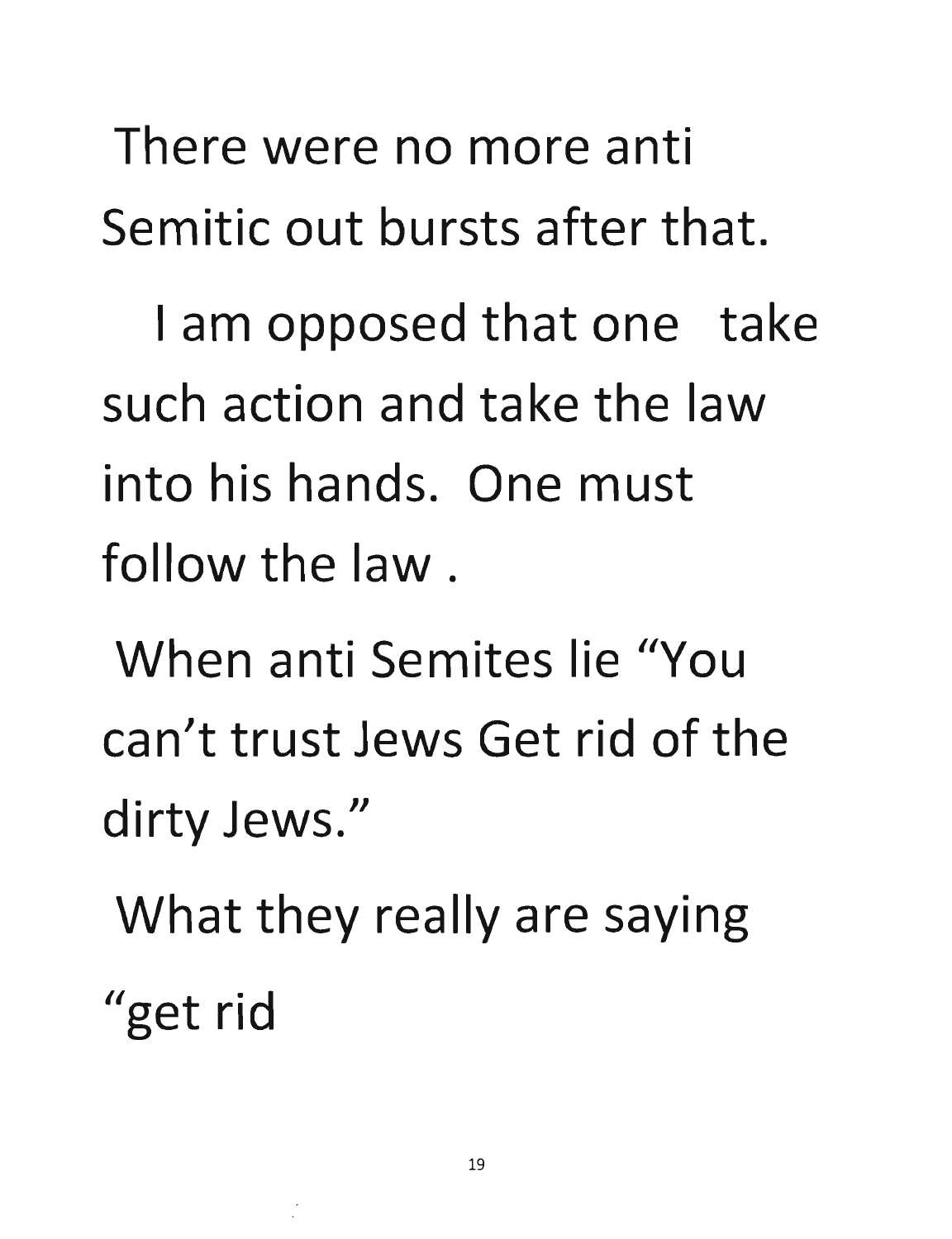There were no more anti Semitic out bursts after that.

I am opposed that one take such action and take the law into his hands. One must follow the law .

When anti Semites lie "You can't trust Jews Get rid of the dirty Jews."

What they really are saying "get rid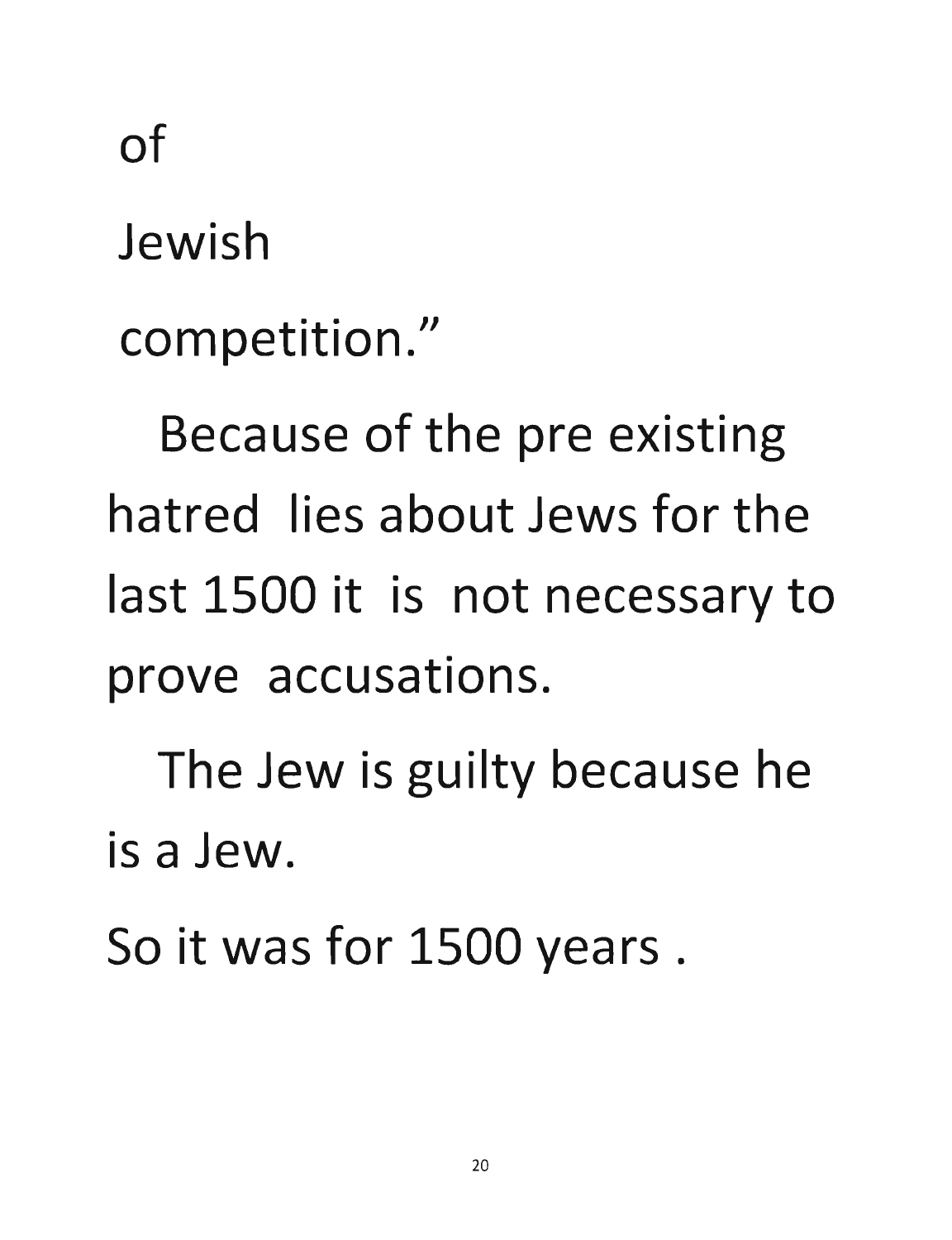of

Jewish

competition."

Because of the pre existing hatred lies about Jews for the last 1500 it is not necessary to prove accusations.

The Jew is guilty because he is a Jew.

So it was for 1500 years .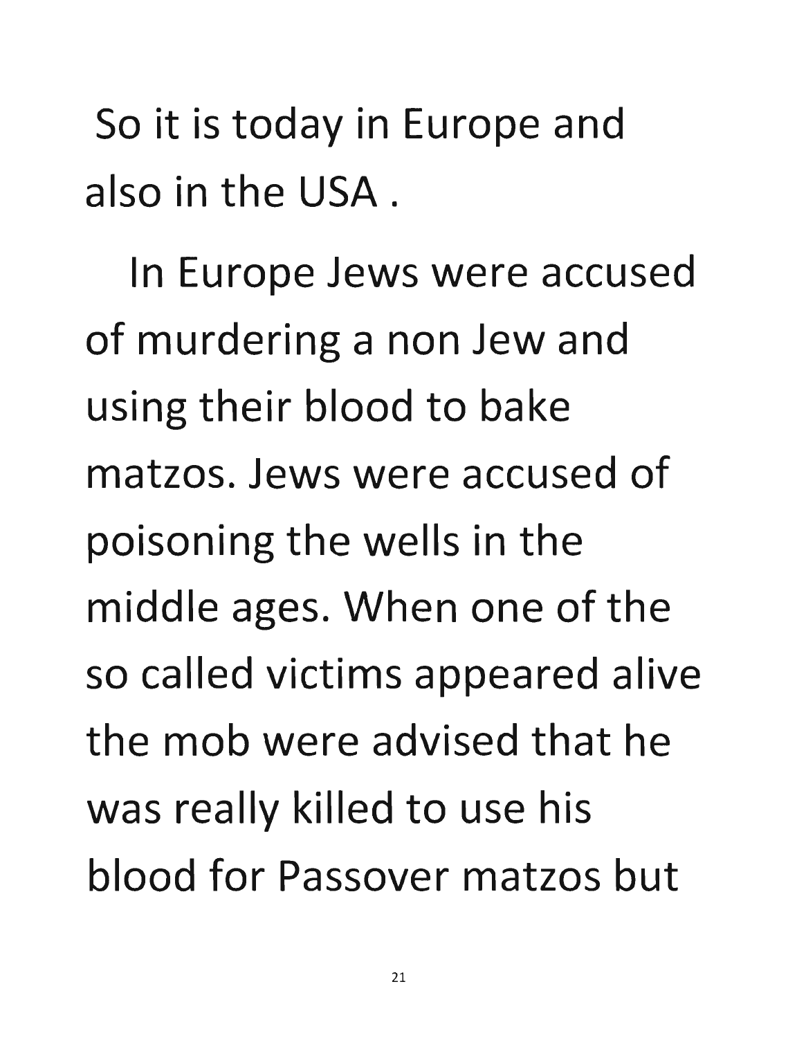So it is today in Europe and also in the USA .

In Europe Jews were accused of murdering a non Jew and using their blood to bake matzos. Jews were accused of poisoning the wells in the middle ages. When one of the so called victims appeared alive the mob were advised that he was really killed to use his blood for Passover matzos but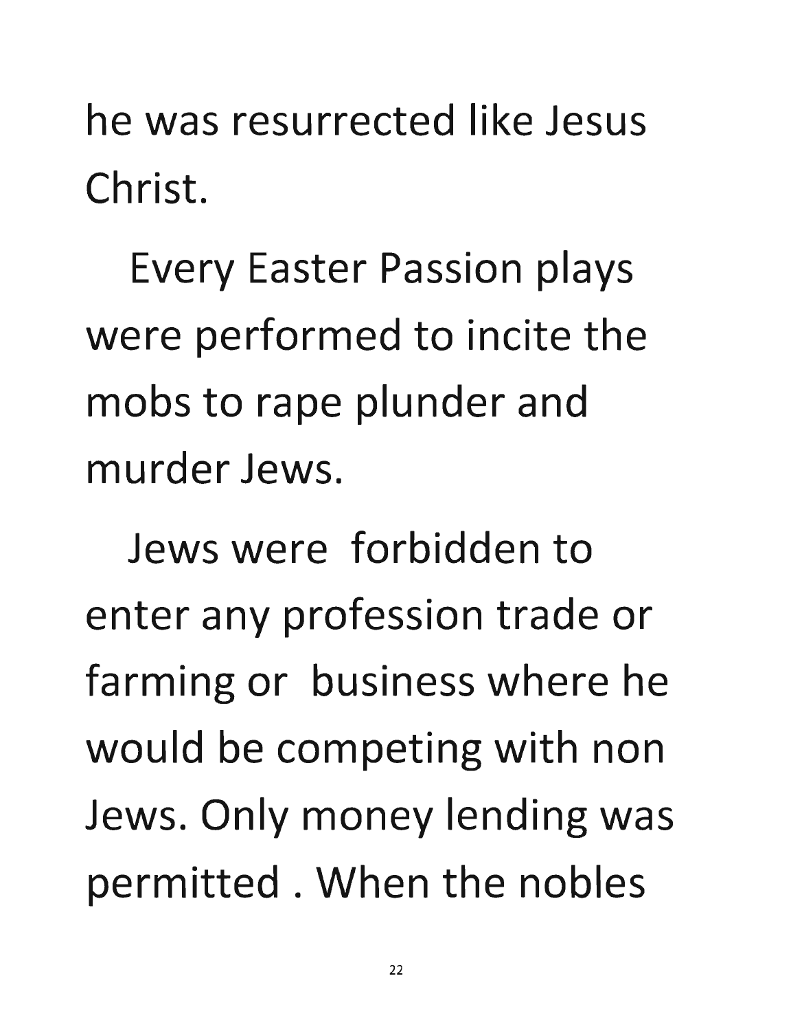he was resurrected like Jesus Christ.

Every Easter Passion plays were performed to incite the mobs to rape plunder and murder Jews.

Jews were forbidden to enter any profession trade or farming or business where he would be competing with non Jews. Only money lending was permitted . When the nobles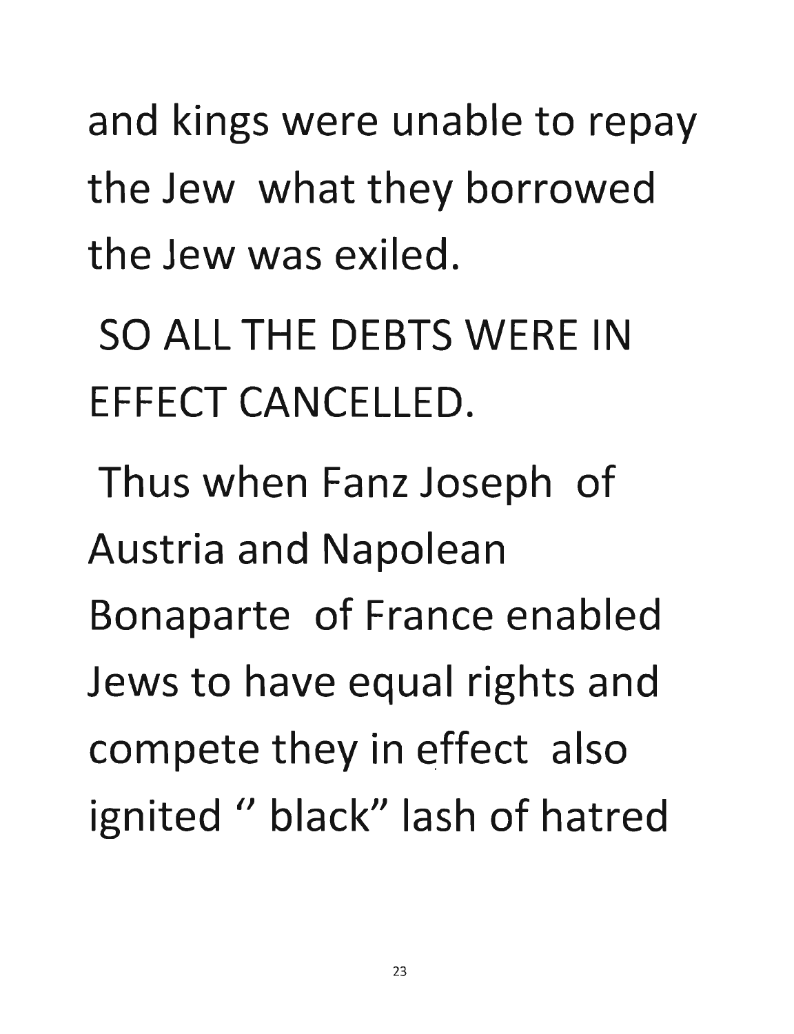and kings were unable to repay the Jew what they borrowed the Jew was exiled.

SO ALL THE DEBTS WERE IN EFFECT CANCELLED.

Thus when Fanz Joseph of Austria and Napolean Bonaparte of France enabled Jews to have equal rights and compete they in effect also ignited " black" lash of hatred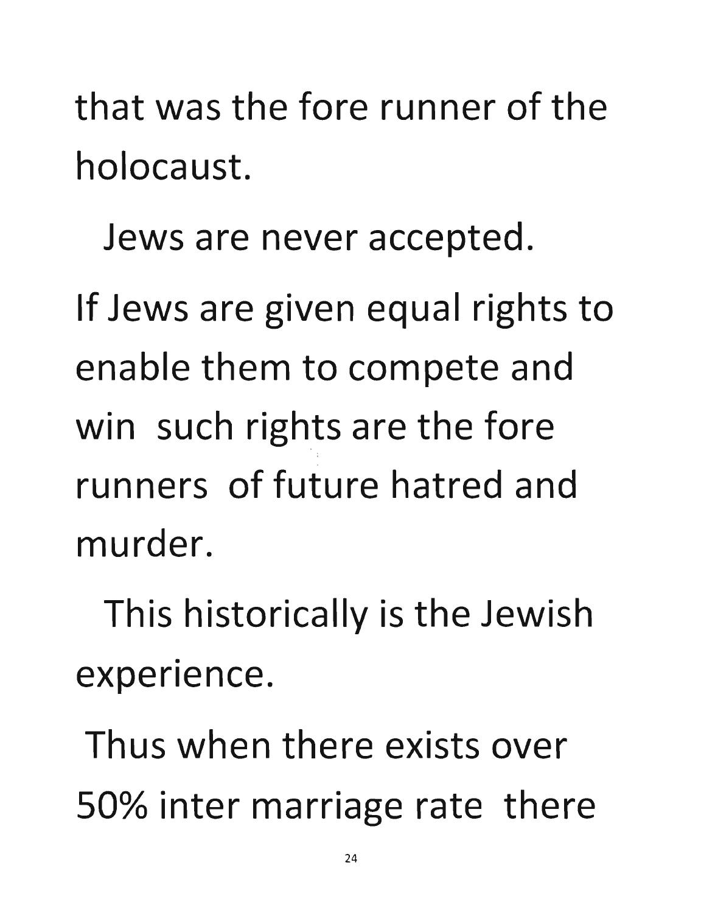that was the fore runner of the holocaust.

Jews are never accepted.

If Jews are given equal rights to enable them to compete and win such rights are the fore runners of future hatred and murder.

This historically is the Jewish experience.

Thus when there exists over 50% inter marriage rate there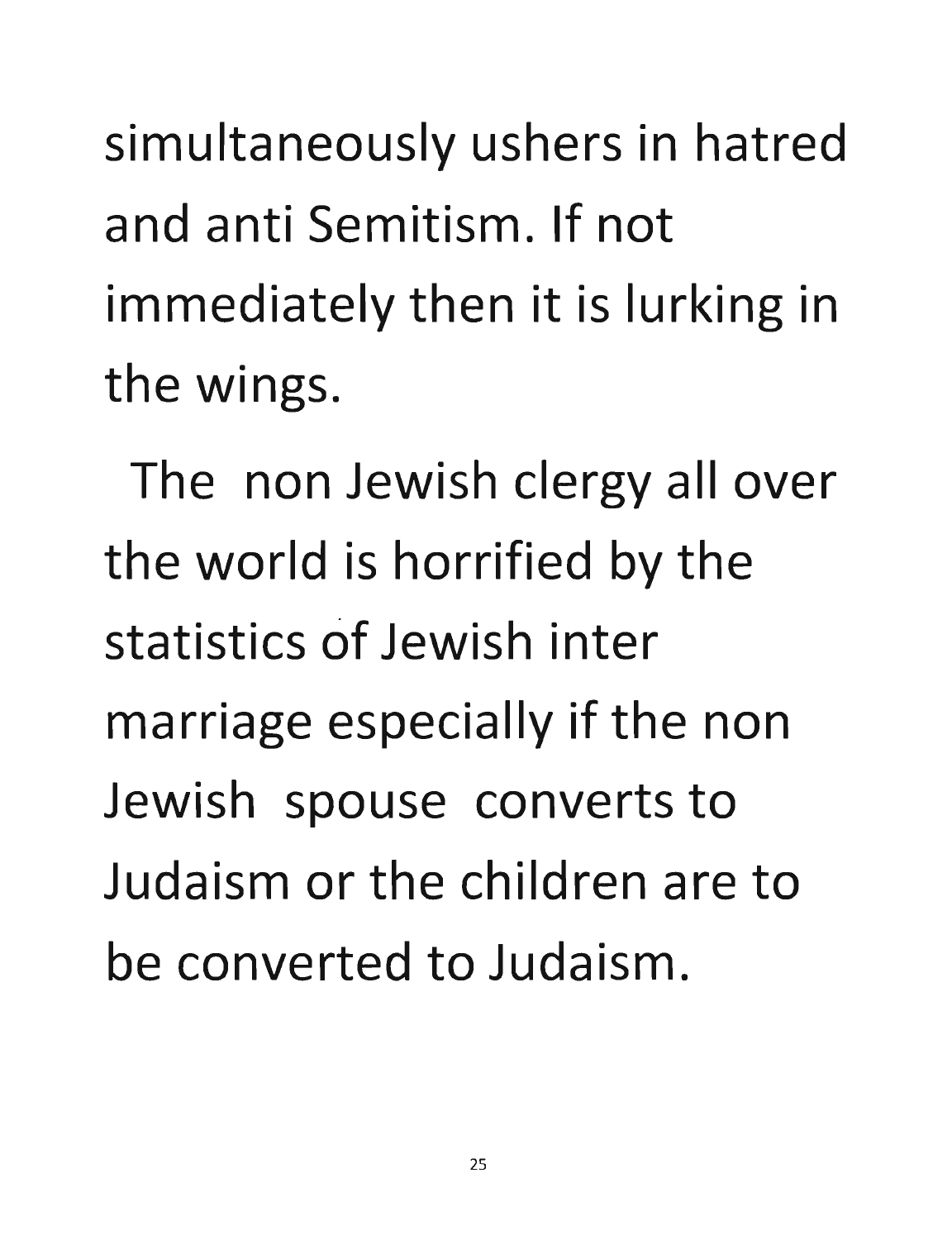simultaneously ushers in hatred and anti Semitism. If not immediately then it is lurking in the wings.

The non Jewish clergy all over the world is horrified by the statistics of Jewish inter marriage especially if the non Jewish spouse converts to Judaism or the children are to be converted to Judaism.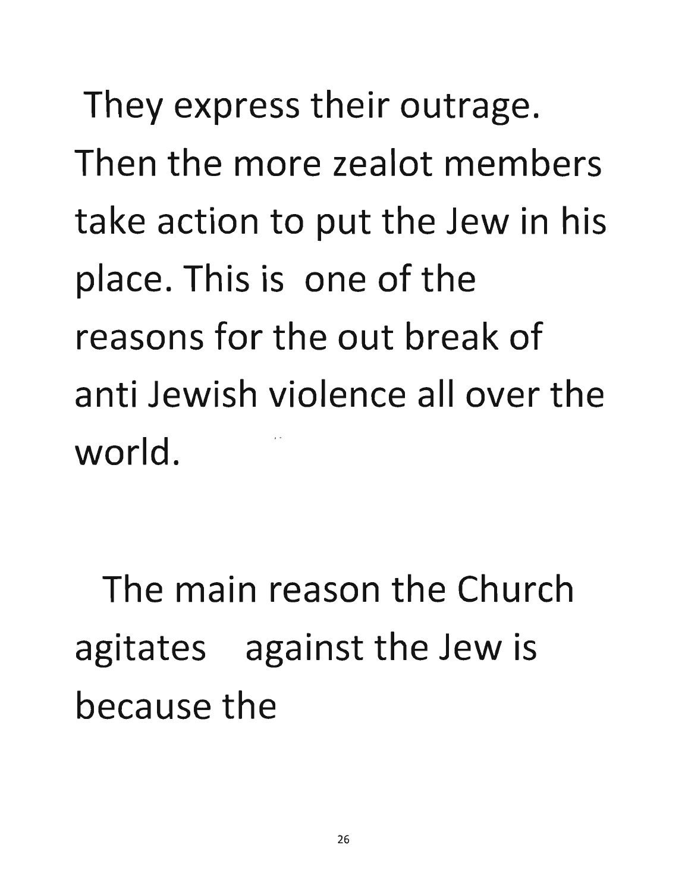They express their outrage. Then the more zealot members take action to put the Jew in his place. This is one of the reasons for the out break of anti Jewish violence all over the world.

The main reason the Church agitates against the Jew is because the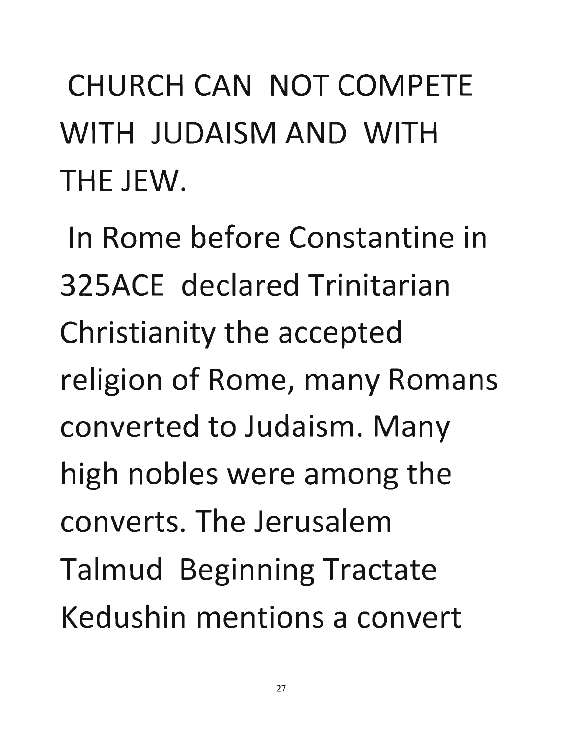CHURCH CAN NOT COMPETE WITH JUDAISM AND WITH THE JEW.

In Rome before Constantine in 325ACE declared Trinitarian Christianity the accepted religion of Rome, many Romans converted to Judaism. Many high nobles were among the converts. The Jerusalem Talmud Beginning Tractate Kedushin mentions a convert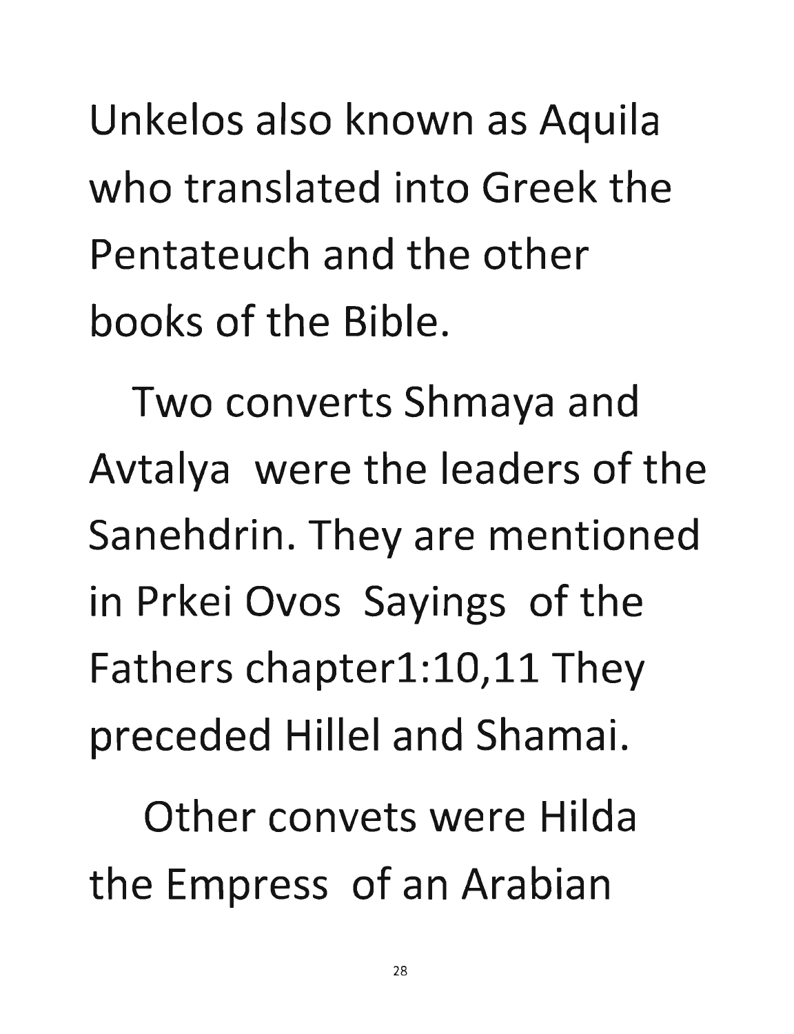Unkelos also known as Aquila who translated into Greek the Pentateuch and the other books of the Bible.

Two converts Shmaya and Avtalya were the leaders of the Sanehdrin. They are mentioned in Prkei Ovos Sayings of the Fathers chapter1:10,11 They preceded Hillel and Shamai.

Other convets were Hilda the Empress of an Arabian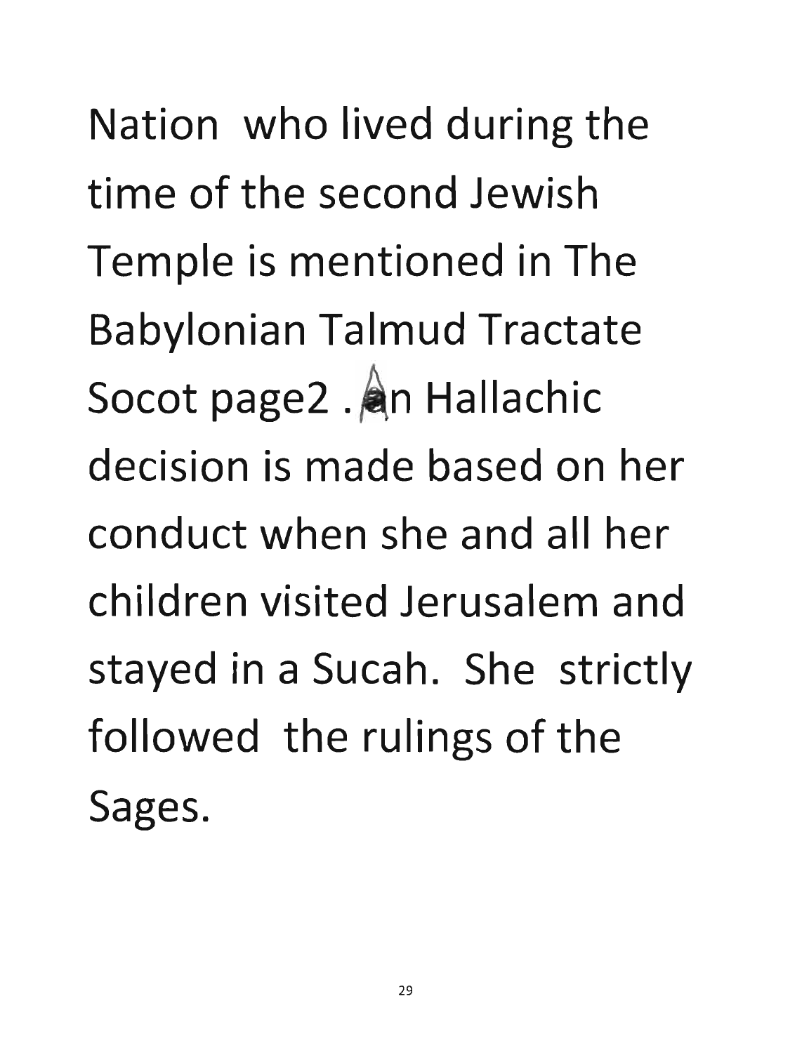Nation who lived during the time of the second Jewish Temple is mentioned in The Babylonian Talmud Tractate Socot page2 . An Hallachic decision is made based on her conduct when she and all her children visited Jerusalem and stayed in a Sucah. She strictly followed the rulings of the Sages.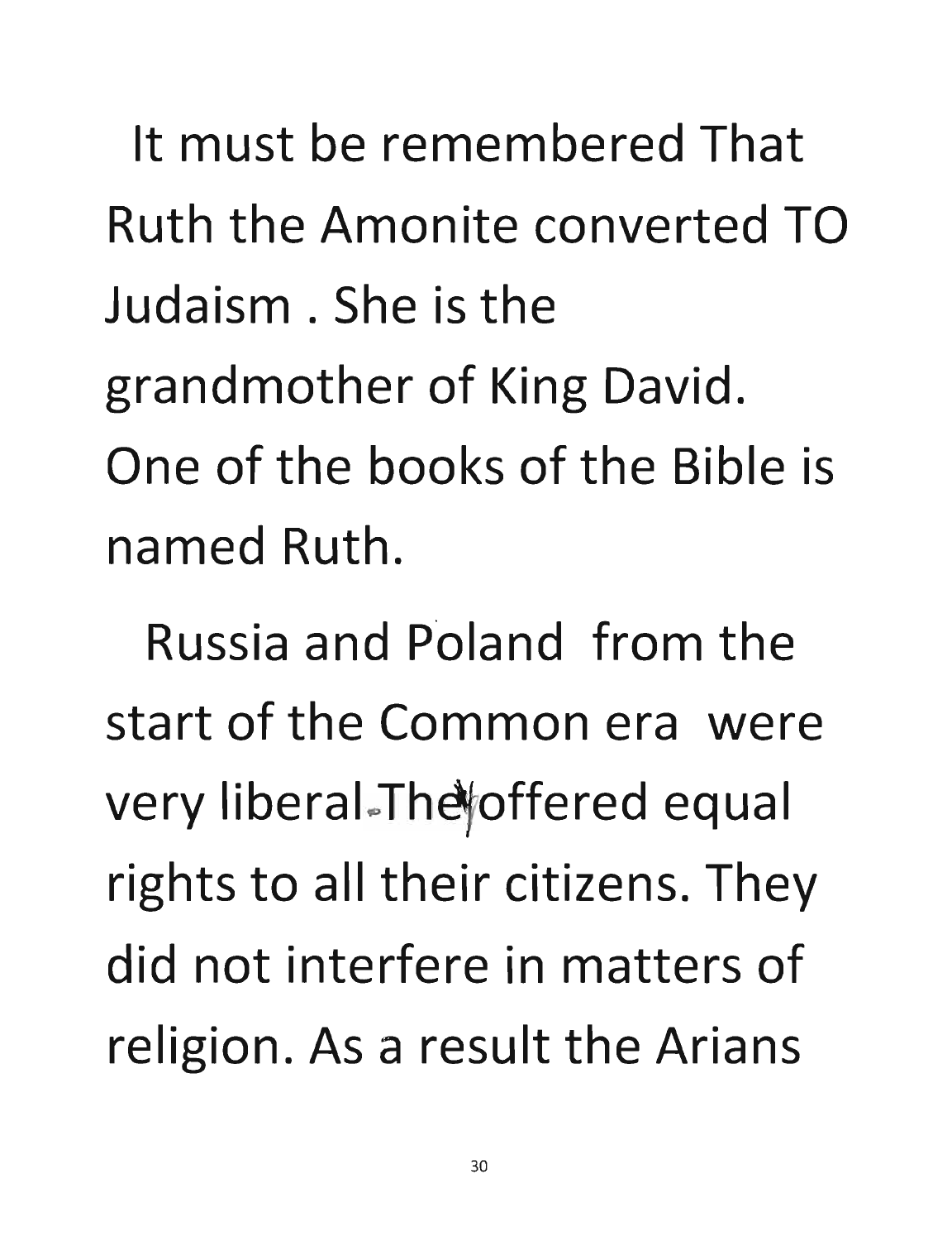It must be remembered That Ruth the Amonite converted TO Judaism . She is the grandmother of King David. One of the books of the Bible is named Ruth.

Russia and Poland from the start of the Common era were very liberal. They offered equal rights to all their citizens. They did not interfere in matters of religion. As a result the Arians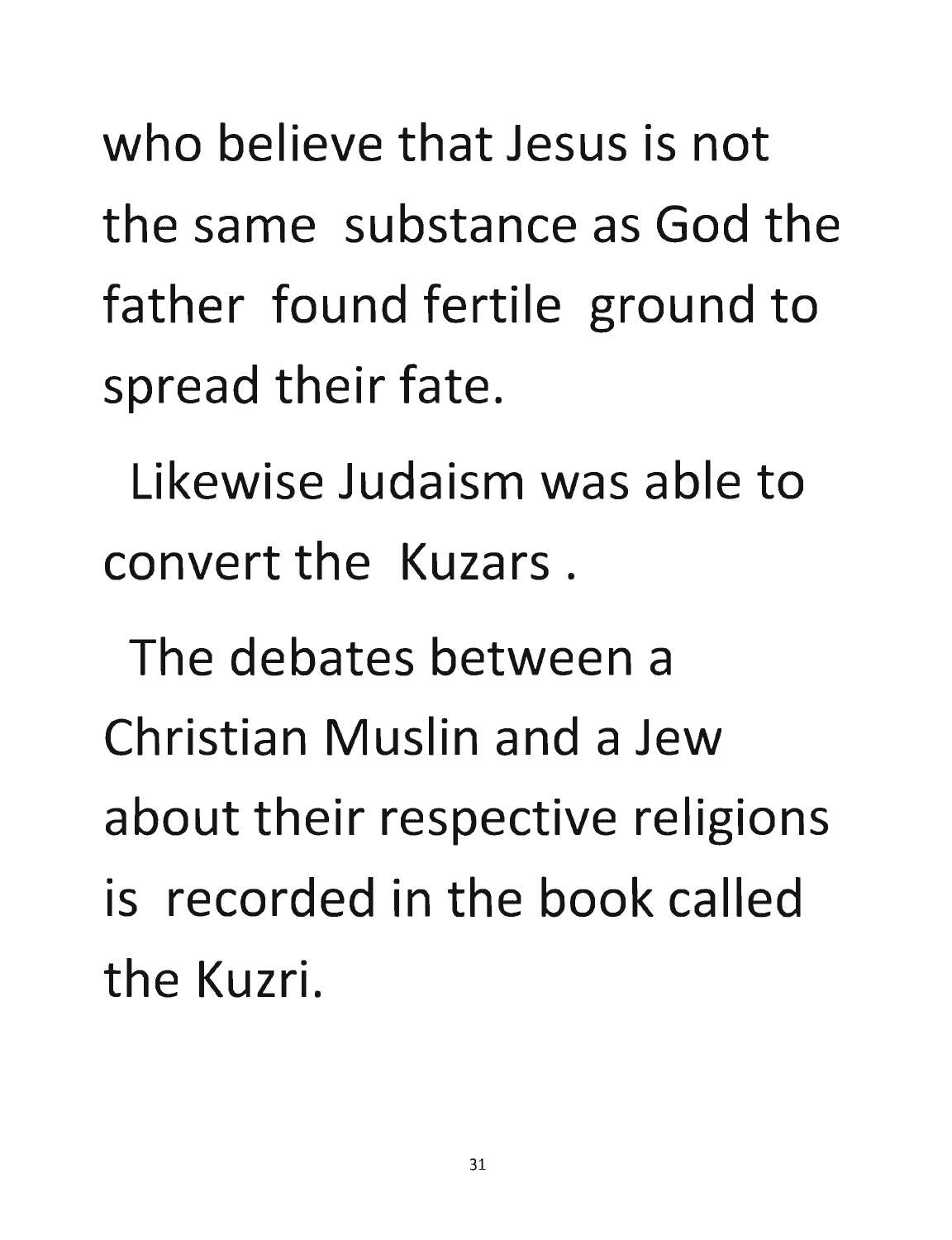who believe that Jesus is not the same substance as God the father found fertile ground to spread their fate.

Likewise Judaism was able to convert the Kuzars .

The debates between a Christian Muslin and a Jew about their respective religions is recorded in the book called the Kuzri.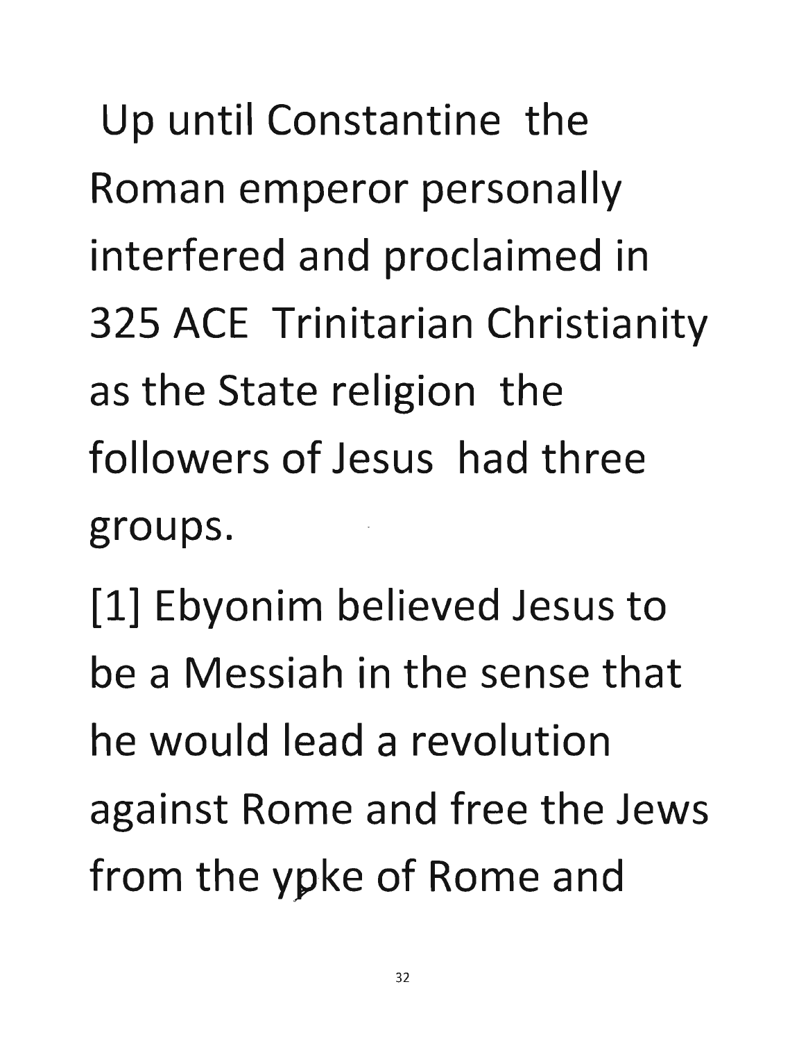Up until Constantine the Roman emperor personally interfered and proclaimed in 325 ACE Trinitarian Christianity as the State religion the followers of Jesus had three groups.

[1] Ebyonim believed Jesus to be a Messiah in the sense that he would lead a revolution against Rome and free the Jews from the ypke of Rome and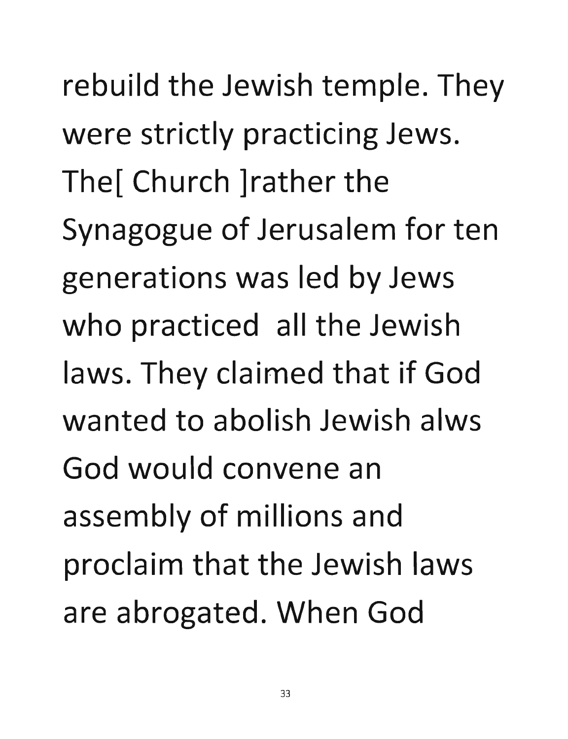rebuild the Jewish temple. They were strictly practicing Jews. The[ Church ]rather the Synagogue of Jerusalem for ten generations was led by Jews who practiced all the Jewish laws. They claimed that if God wanted to abolish Jewish alws God would convene an assembly of millions and proclaim that the Jewish laws are abrogated. When God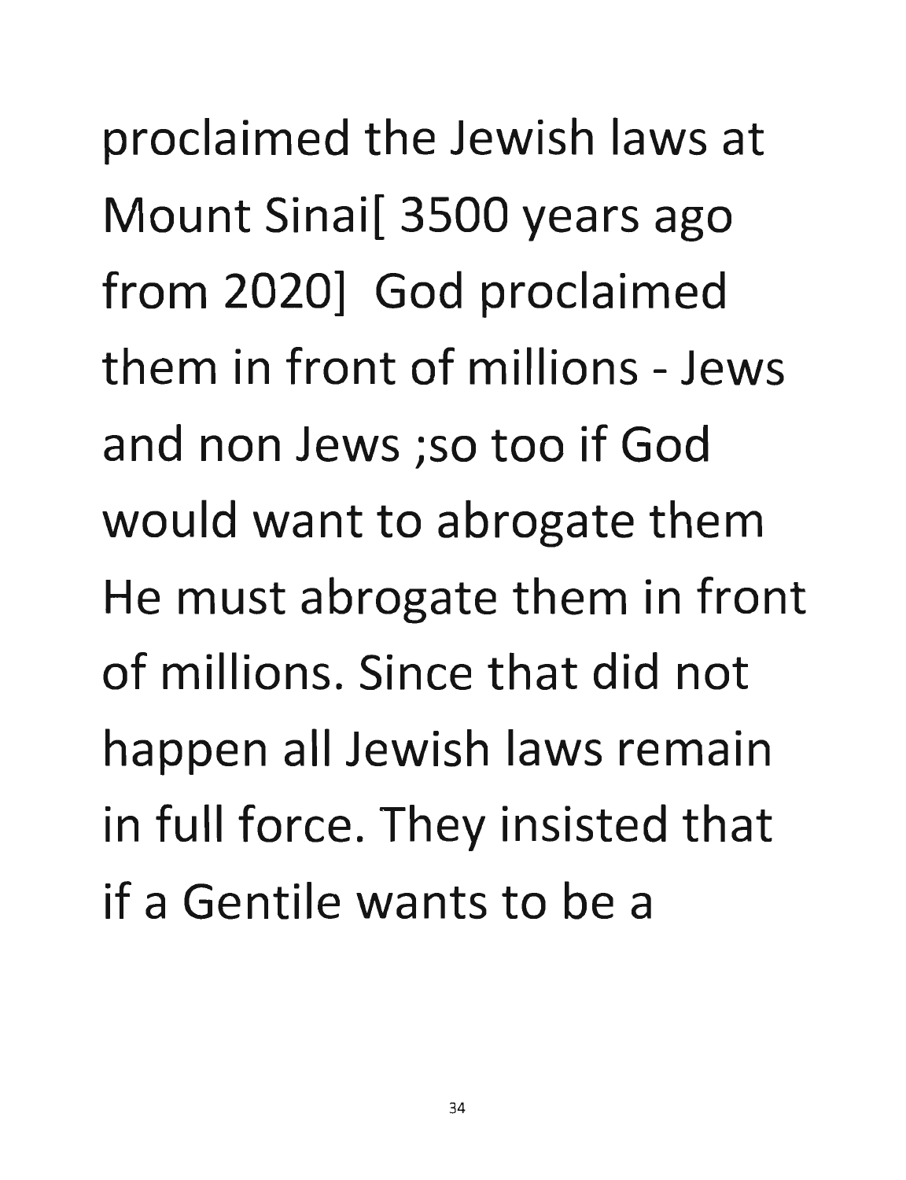proclaimed the Jewish laws at Mount Sinai[ 3500 years ago from 2020] God proclaimed them in front of millions - Jews and non Jews ;so too if God would want to abrogate them He must abrogate them in front of millions. Since that did not happen all Jewish laws remain in full force. They insisted that if a Gentile wants to be a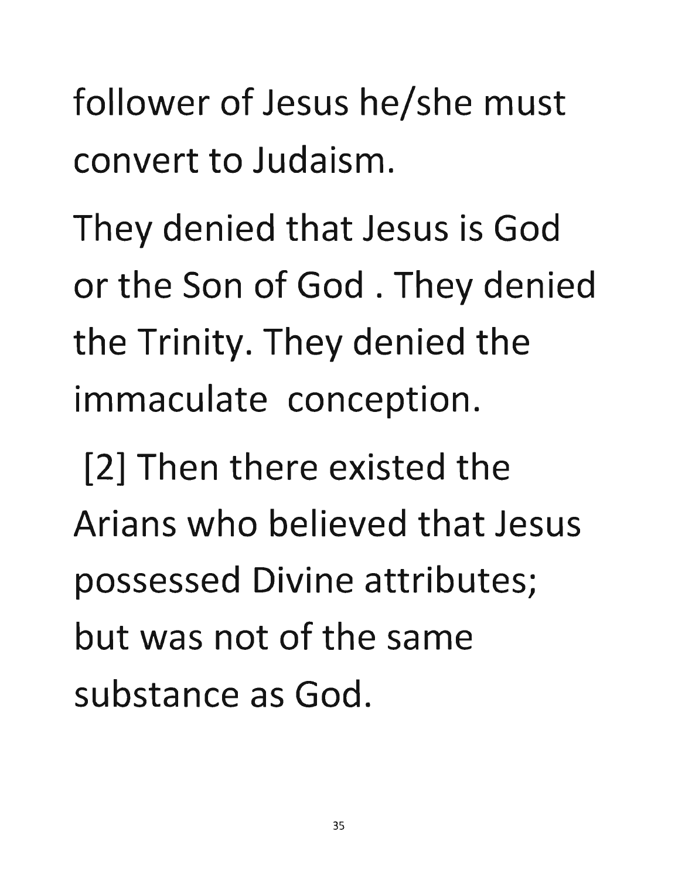follower of Jesus he/she must convert to Judaism.

They denied that Jesus is God or the Son of God . They denied the Trinity. They denied the immaculate conception.

[2] Then there existed the Arians who believed that Jesus possessed Divine attributes; but was not of the same substance as God.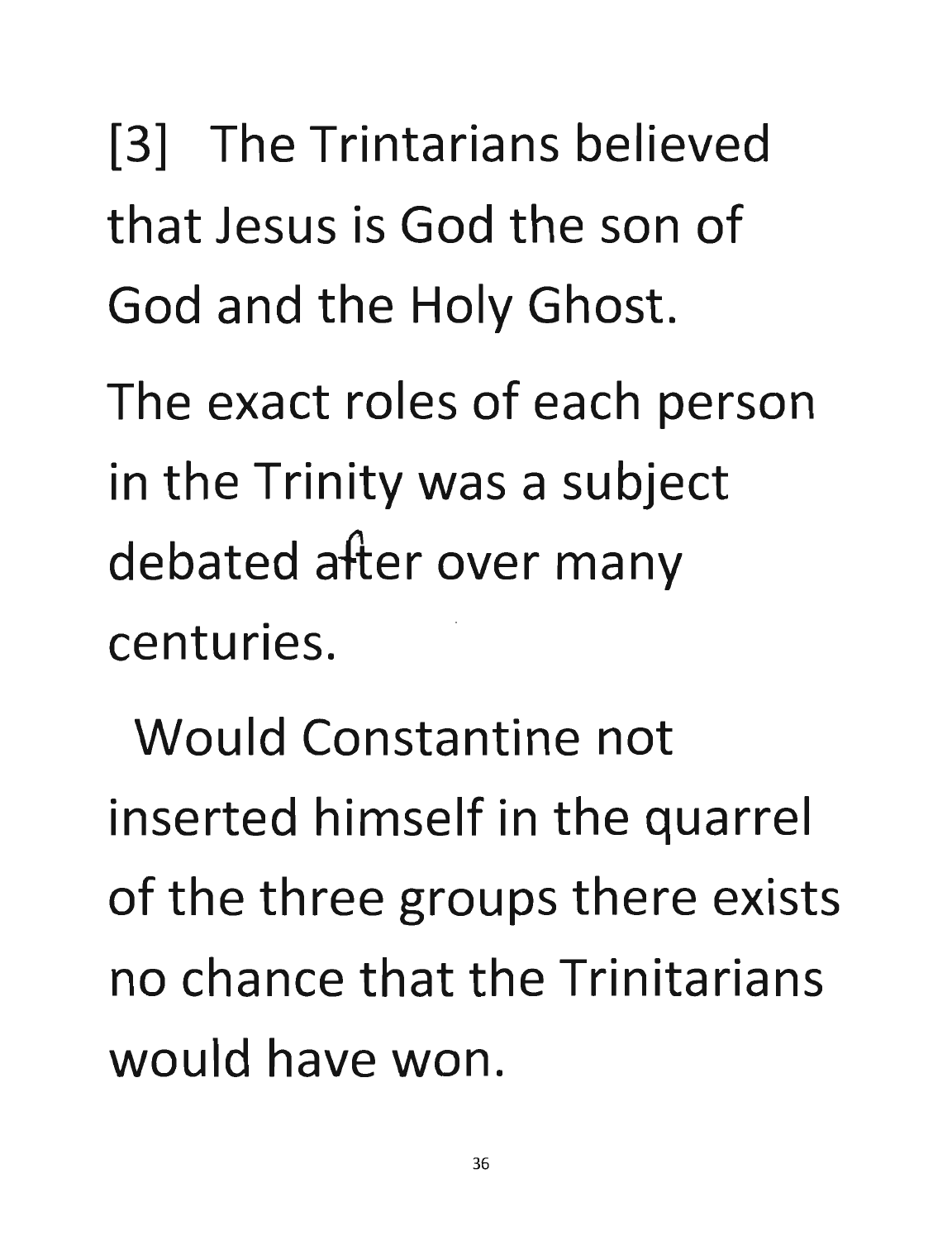[3] The Trintarians believed that Jesus is God the son of God and the Holy Ghost.

The exact roles of each person in the Trinity was a subject debated after over many centuries.

Would Constantine not inserted himself in the quarrel of the three groups there exists no chance that the Trinitarians would have won.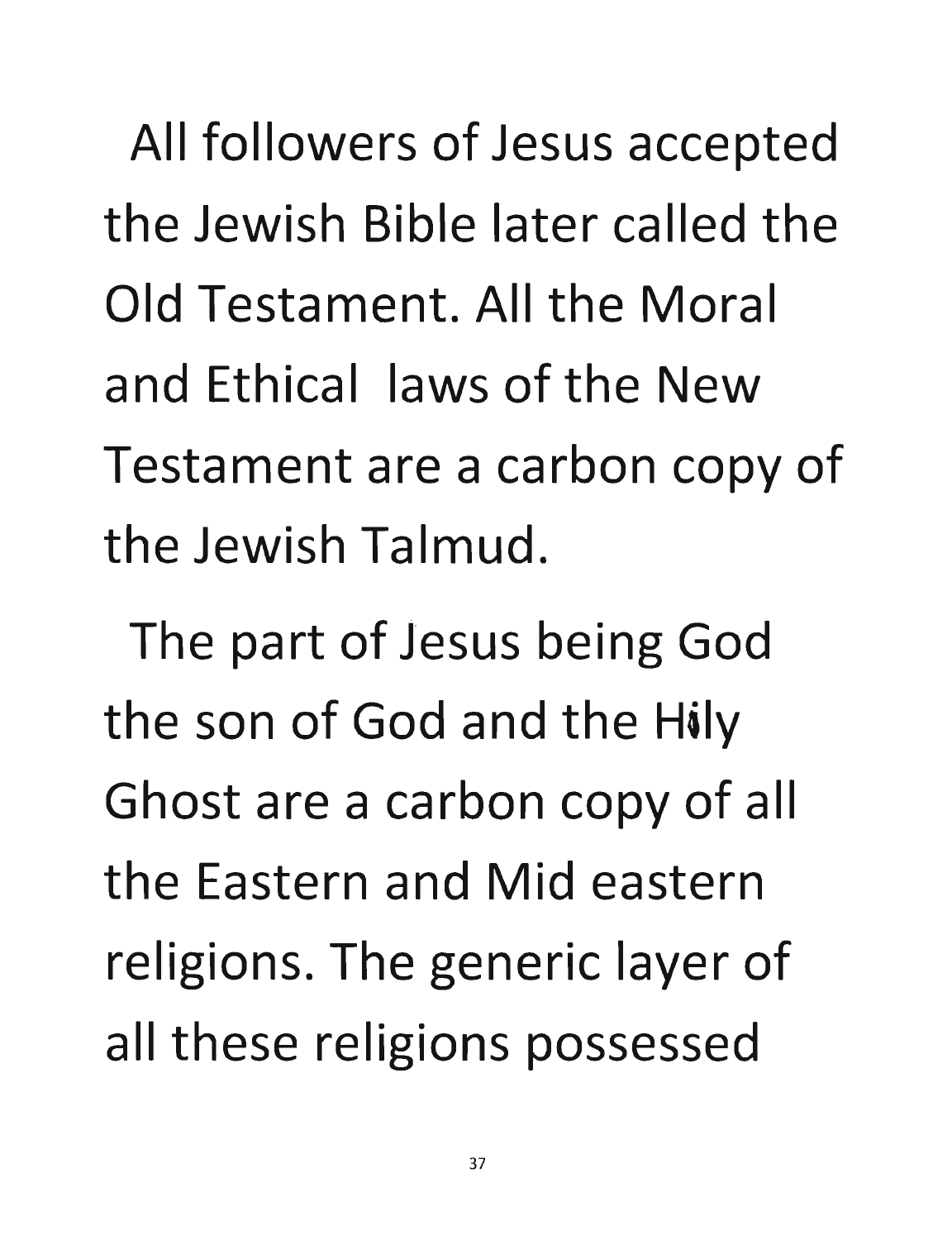All followers of Jesus accepted the Jewish Bible later called the Old Testament. All the Moral and Ethical laws of the New Testament are a carbon copy of the Jewish Talmud.

The part of Jesus being God the son of God and the Hily Ghost are a carbon copy of all the Eastern and Mid eastern religions. The generic layer of all these religions possessed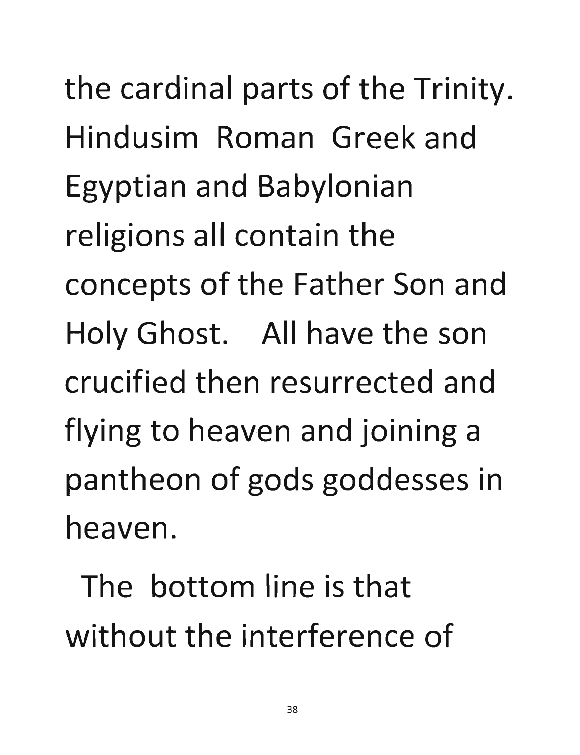the cardinal parts of the Trinity. Hindusim Roman Greek and Egyptian and Babylonian religions all contain the concepts of the Father Son and Holy Ghost. All have the son crucified then resurrected and flying to heaven and joining a pantheon of gods goddesses in heaven.

The bottom line is that without the interference of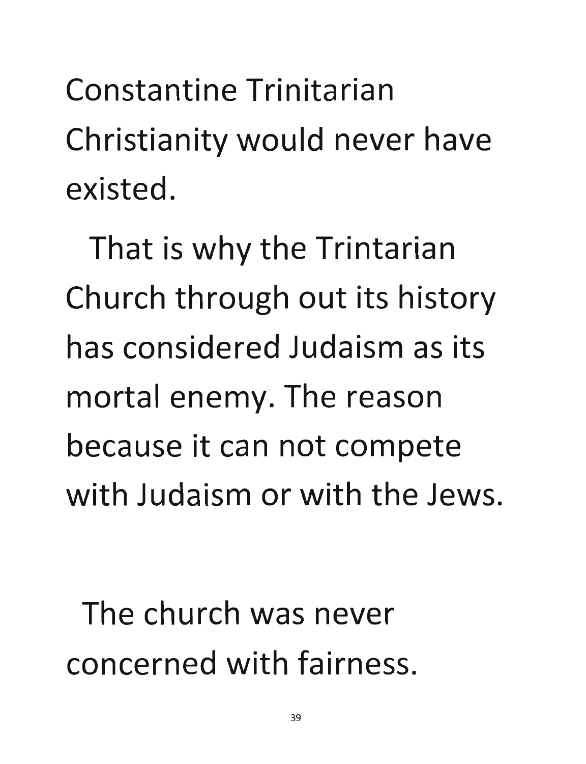Constantine Trinitarian Christianity would never have existed.

That is why the Trintarian Church through out its history has considered Judaism as its mortal enemy. The reason because it can not compete with Judaism or with the Jews.

The church was never concerned with fairness.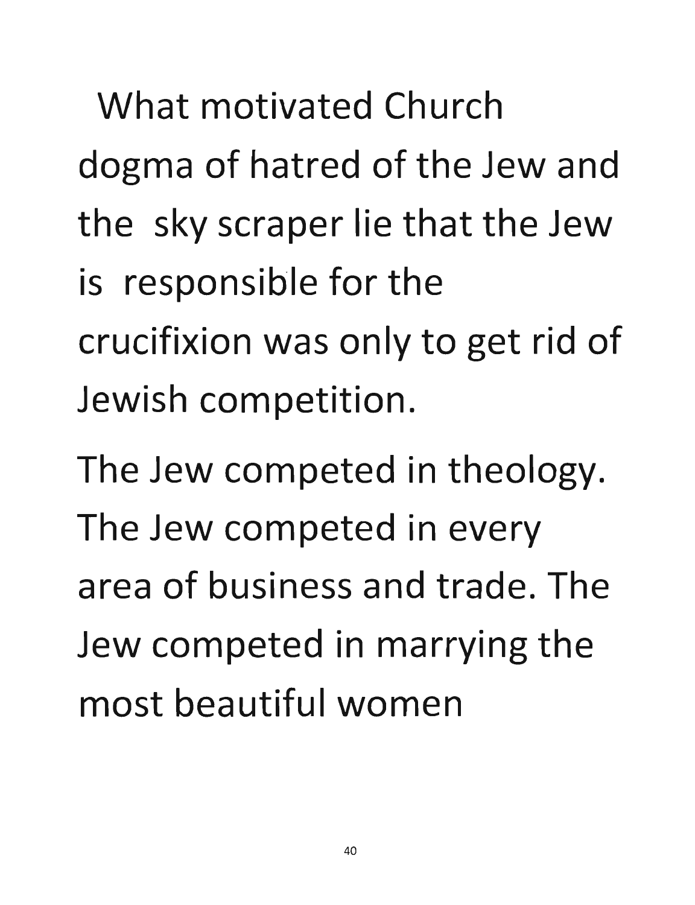What motivated Church dogma of hatred of the Jew and the sky scraper lie that the Jew is responsible for the crucifixion was only to get rid of Jewish competition.

The Jew competed in theology. The Jew competed in every area of business and trade. The Jew competed in marrying the most beautiful women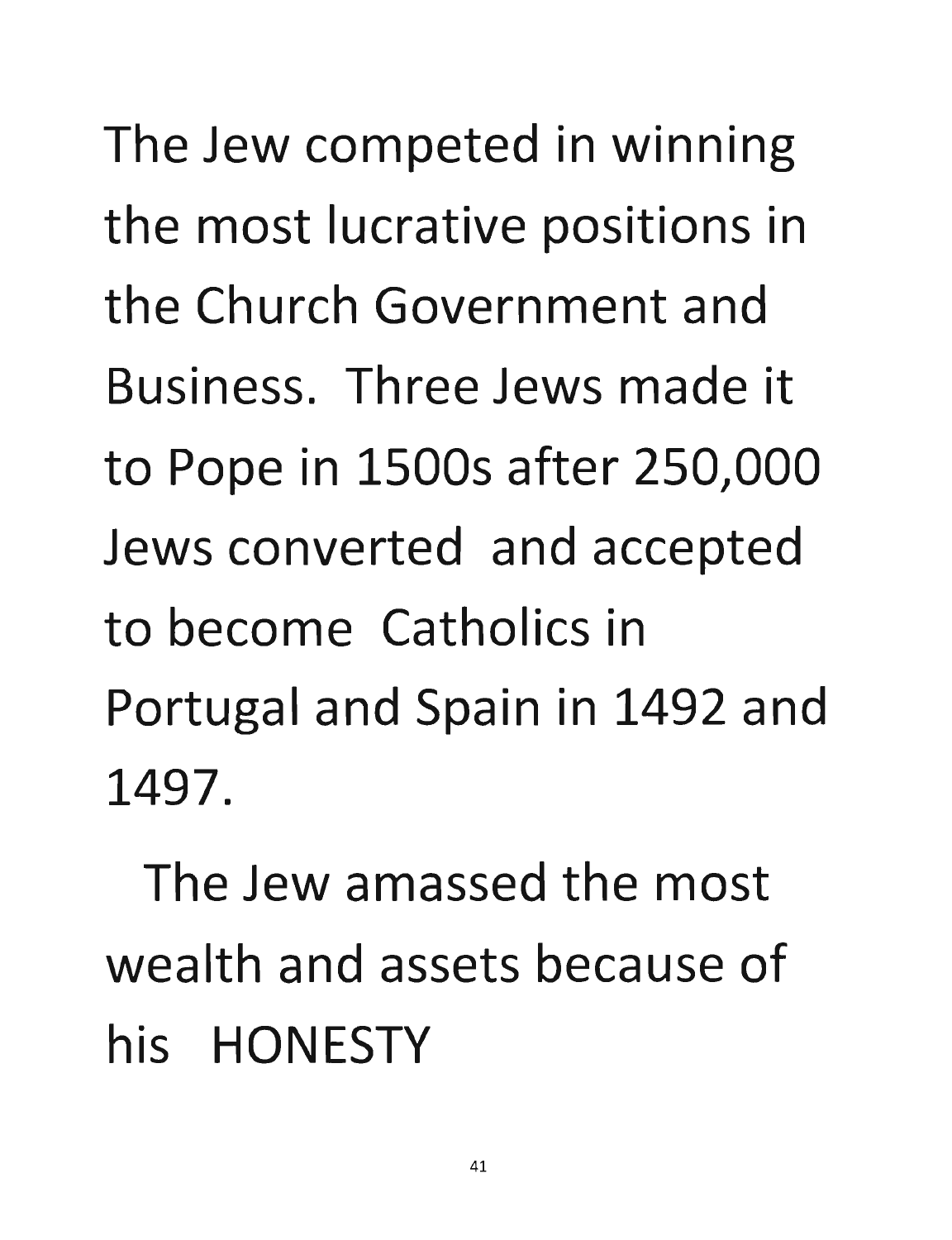The Jew competed in winning the most lucrative positions in the Church Government and Business. Three Jews made it to Pope in 1500s after 250,000 Jews converted and accepted to become Catholics in Portugal and Spain in 1492 and 1497.

The Jew amassed the most wealth and assets because of his HONESTY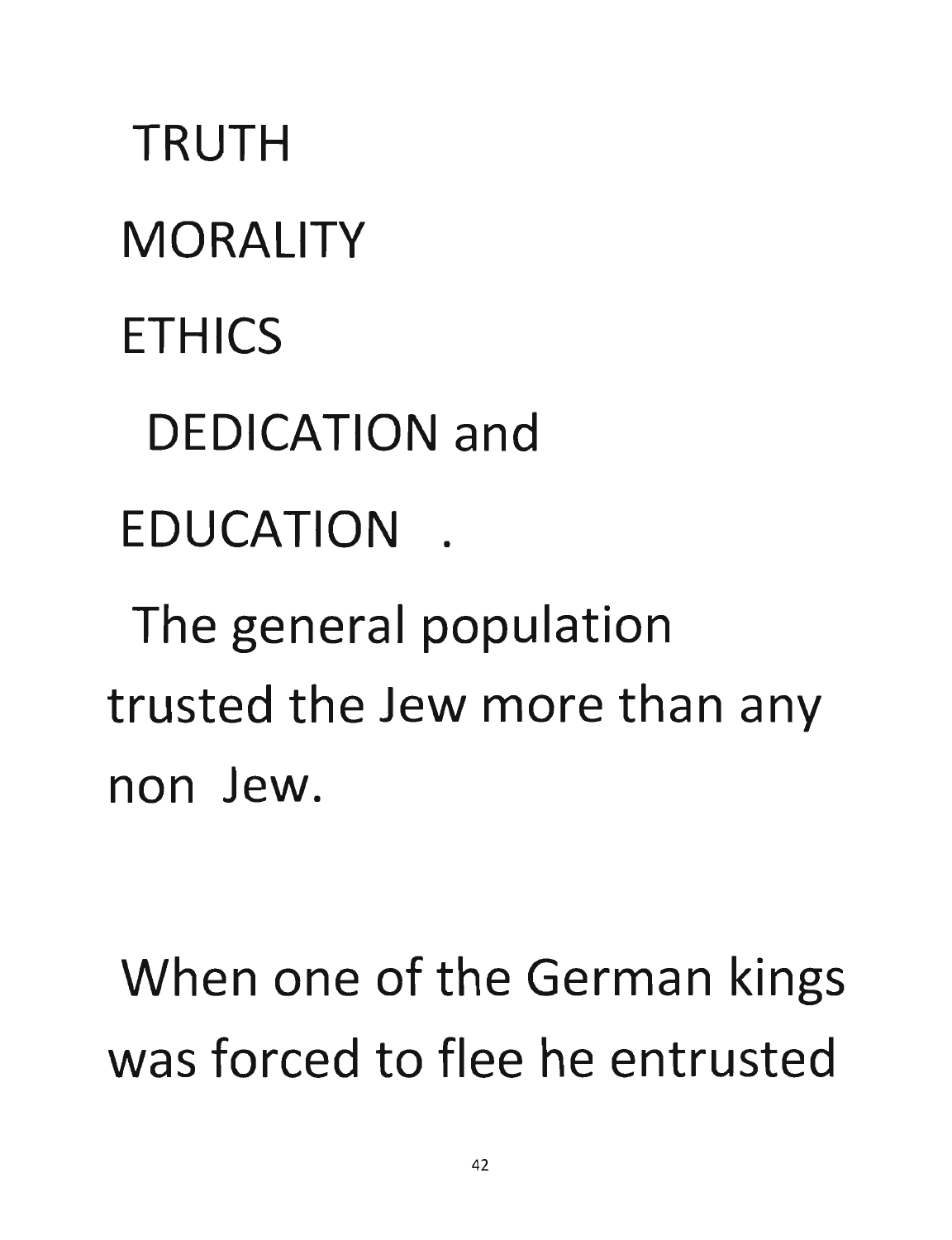TRUTH

MORALITY

ETHICS

DEDICATION and

EDUCATION .

The general population trusted the Jew more than any non Jew.

When one of the German kings was forced to flee he entrusted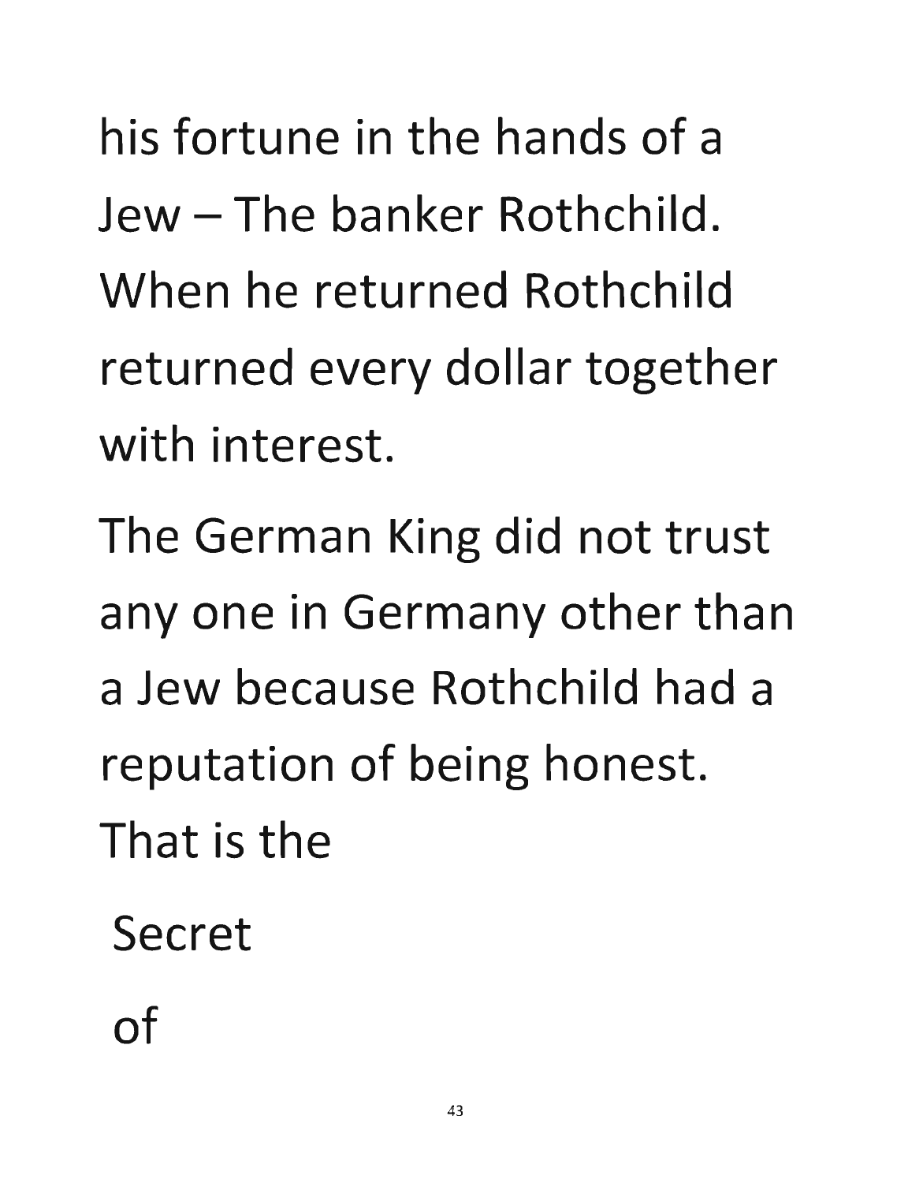his fortune in the hands of a Jew – The banker Rothchild. When he returned Rothchild returned every dollar together with interest.

The German King did not trust any one in Germany other than a Jew because Rothchild had a reputation of being honest. That is the

Secret

of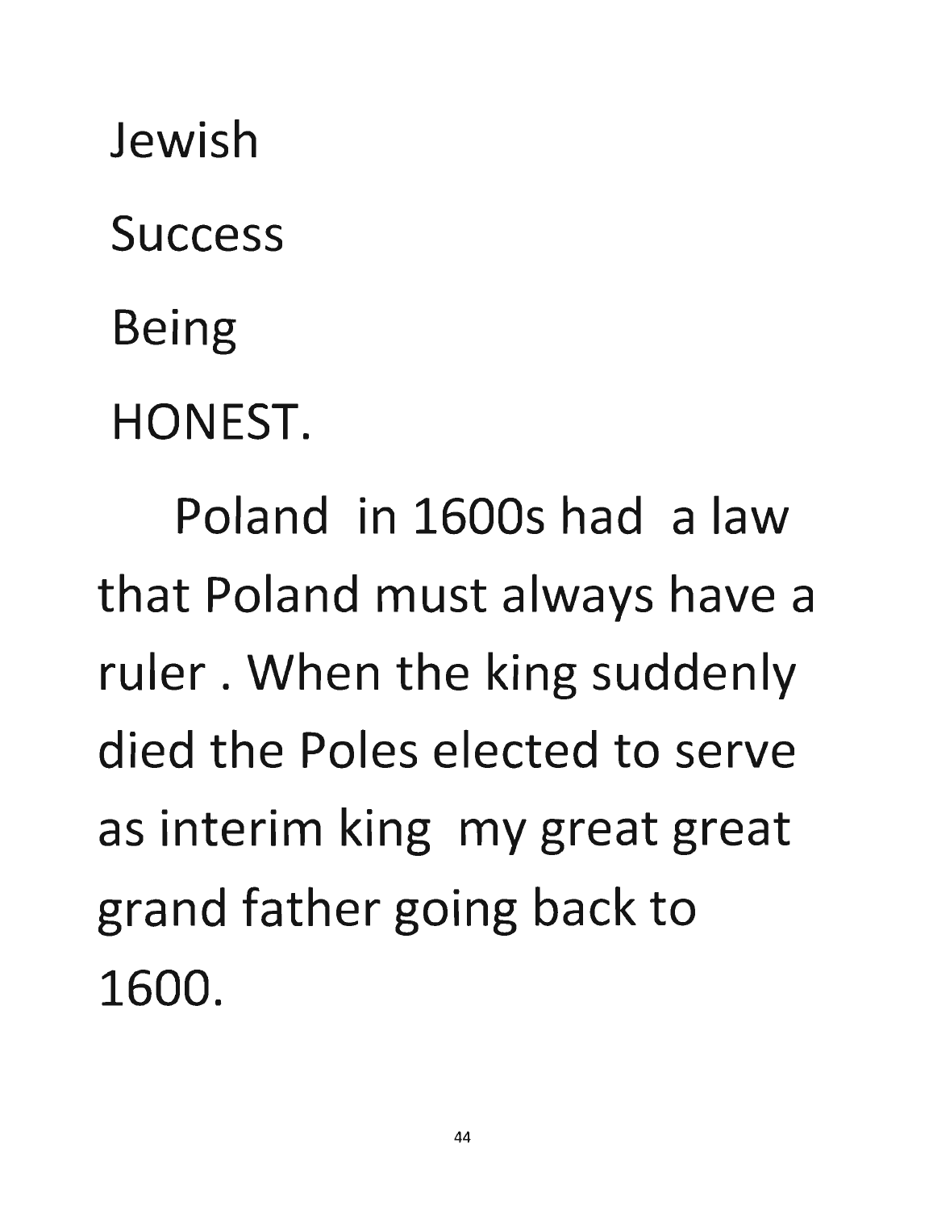Jewish

Success

Being

HONEST.

Poland in 1600s had a law that Poland must always have a ruler . When the king suddenly died the Poles elected to serve as interim king my great great grand father going back to 1600.